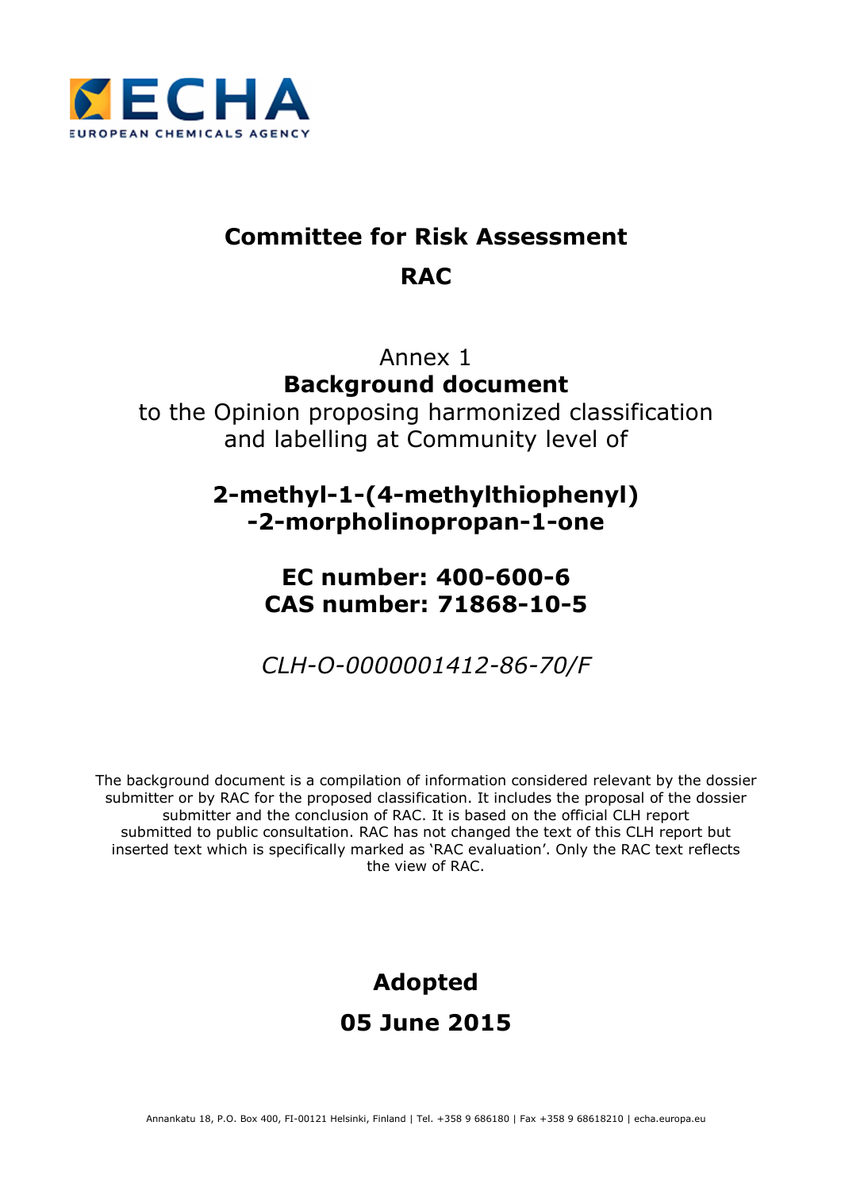ECHA
EUROPEAN CHEMICALS AGENCY

# Committee for Risk Assessment

# RAC

Annex 1

**Background document**

to the Opinion proposing harmonized classification and labelling at Community level of

## 2-methyl-1-(4-methylthiophenyl) -2-morpholinopropan-1-one

## EC number: 400-600-6
## CAS number: 71868-10-5

*CLH-O-0000001412-86-70/F*

The background document is a compilation of information considered relevant by the dossier submitter or by RAC for the proposed classification. It includes the proposal of the dossier submitter and the conclusion of RAC. It is based on the official CLH report submitted to public consultation. RAC has not changed the text of this CLH report but inserted text which is specifically marked as 'RAC evaluation'. Only the RAC text reflects the view of RAC.

**Adopted**

**05 June 2015**

Annankatu 18, P.O. Box 400, FI-00121 Helsinki, Finland | Tel. +358 9 686180 | Fax +358 9 68618210 | echa.europa.eu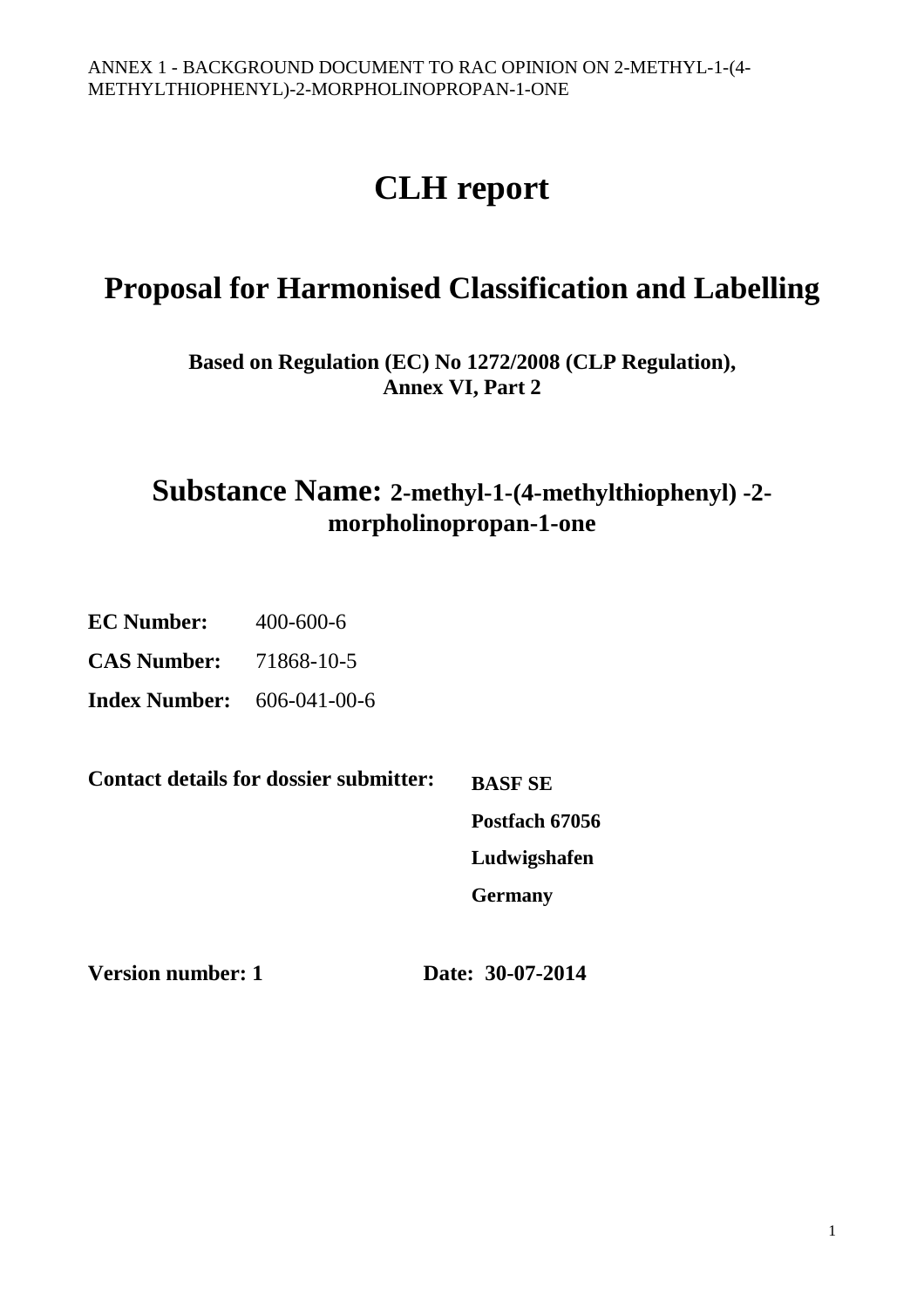# CLH report

## Proposal for Harmonised Classification and Labelling

**Based on Regulation (EC) No 1272/2008 (CLP Regulation), Annex VI, Part 2**

## Substance Name: 2-methyl-1-(4-methylthiophenyl) -2-morpholinopropan-1-one

**EC Number:** 400-600-6

**CAS Number:** 71868-10-5

**Index Number:** 606-041-00-6

**Contact details for dossier submitter:**

**BASF SE**

**Postfach 67056**

**Ludwigshafen**

**Germany**

**Version number: 1** **Date: 30-07-2014**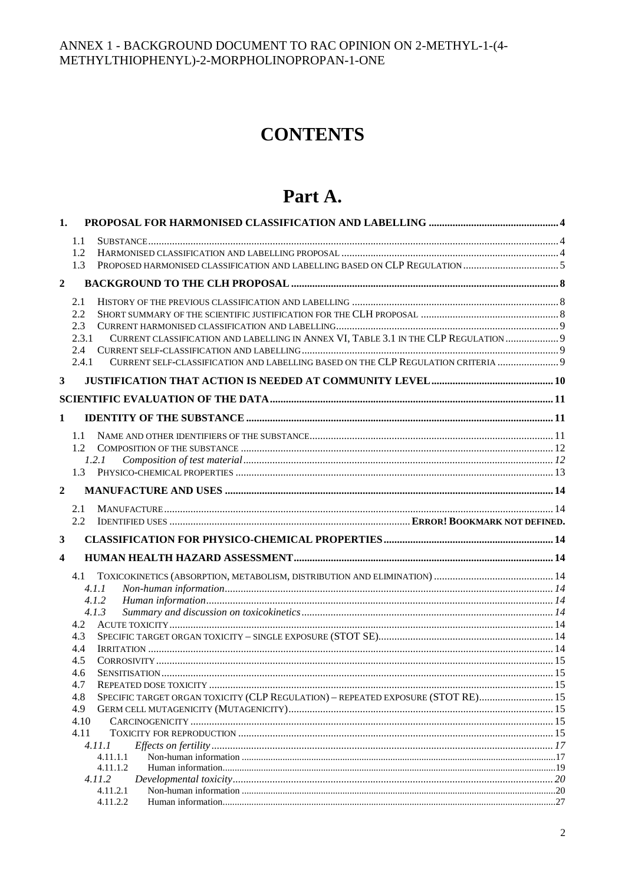ANNEX 1 - BACKGROUND DOCUMENT TO RAC OPINION ON 2-METHYL-1-(4-METHYLTHIOPHENYL)-2-MORPHOLINOPROPAN-1-ONE

# CONTENTS

# Part A.

**1. PROPOSAL FOR HARMONISED CLASSIFICATION AND LABELLING** .......... 4

- 1.1 SUBSTANCE .......... 4
- 1.2 HARMONISED CLASSIFICATION AND LABELLING PROPOSAL .......... 4
- 1.3 PROPOSED HARMONISED CLASSIFICATION AND LABELLING BASED ON CLP REGULATION .......... 5

**2 BACKGROUND TO THE CLH PROPOSAL** .......... 8

- 2.1 HISTORY OF THE PREVIOUS CLASSIFICATION AND LABELLING .......... 8
- 2.2 SHORT SUMMARY OF THE SCIENTIFIC JUSTIFICATION FOR THE CLH PROPOSAL .......... 8
- 2.3 CURRENT HARMONISED CLASSIFICATION AND LABELLING .......... 9
- 2.3.1 CURRENT CLASSIFICATION AND LABELLING IN ANNEX VI, TABLE 3.1 IN THE CLP REGULATION .......... 9
- 2.4 CURRENT SELF-CLASSIFICATION AND LABELLING .......... 9
- 2.4.1 CURRENT SELF-CLASSIFICATION AND LABELLING BASED ON THE CLP REGULATION CRITERIA .......... 9

**3 JUSTIFICATION THAT ACTION IS NEEDED AT COMMUNITY LEVEL** .......... 10

**SCIENTIFIC EVALUATION OF THE DATA** .......... 11

**1 IDENTITY OF THE SUBSTANCE** .......... 11

- 1.1 NAME AND OTHER IDENTIFIERS OF THE SUBSTANCE .......... 11
- 1.2 COMPOSITION OF THE SUBSTANCE .......... 12
  - *1.2.1 Composition of test material* .......... *12*
- 1.3 PHYSICO-CHEMICAL PROPERTIES .......... 13

**2 MANUFACTURE AND USES** .......... 14

- 2.1 MANUFACTURE .......... 14
- 2.2 IDENTIFIED USES .......... **ERROR! BOOKMARK NOT DEFINED.**

**3 CLASSIFICATION FOR PHYSICO-CHEMICAL PROPERTIES** .......... 14

**4 HUMAN HEALTH HAZARD ASSESSMENT** .......... 14

- 4.1 TOXICOKINETICS (ABSORPTION, METABOLISM, DISTRIBUTION AND ELIMINATION) .......... 14
  - *4.1.1 Non-human information* .......... *14*
  - *4.1.2 Human information* .......... *14*
  - *4.1.3 Summary and discussion on toxicokinetics* .......... *14*
- 4.2 ACUTE TOXICITY .......... 14
- 4.3 SPECIFIC TARGET ORGAN TOXICITY – SINGLE EXPOSURE (STOT SE) .......... 14
- 4.4 IRRITATION .......... 14
- 4.5 CORROSIVITY .......... 15
- 4.6 SENSITISATION .......... 15
- 4.7 REPEATED DOSE TOXICITY .......... 15
- 4.8 SPECIFIC TARGET ORGAN TOXICITY (CLP REGULATION) – REPEATED EXPOSURE (STOT RE) .......... 15
- 4.9 GERM CELL MUTAGENICITY (MUTAGENICITY) .......... 15
- 4.10 CARCINOGENICITY .......... 15
- 4.11 TOXICITY FOR REPRODUCTION .......... 15
  - *4.11.1 Effects on fertility* .......... *17*
    - 4.11.1.1 Non-human information .......... 17
    - 4.11.1.2 Human information .......... 19
  - *4.11.2 Developmental toxicity* .......... *20*
    - 4.11.2.1 Non-human information .......... 20
    - 4.11.2.2 Human information .......... 27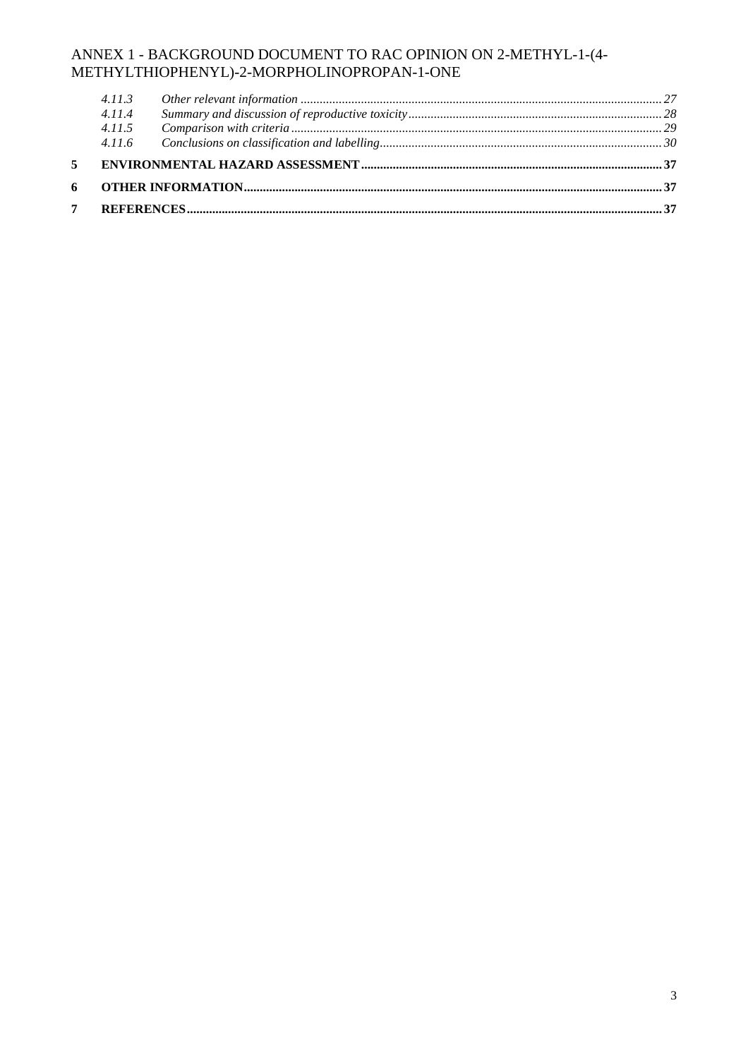4.11.3 *Other relevant information* ... 27
4.11.4 *Summary and discussion of reproductive toxicity* ... 28
4.11.5 *Comparison with criteria* ... 29
4.11.6 *Conclusions on classification and labelling* ... 30

**5 ENVIRONMENTAL HAZARD ASSESSMENT** ... 37

**6 OTHER INFORMATION** ... 37

**7 REFERENCES** ... 37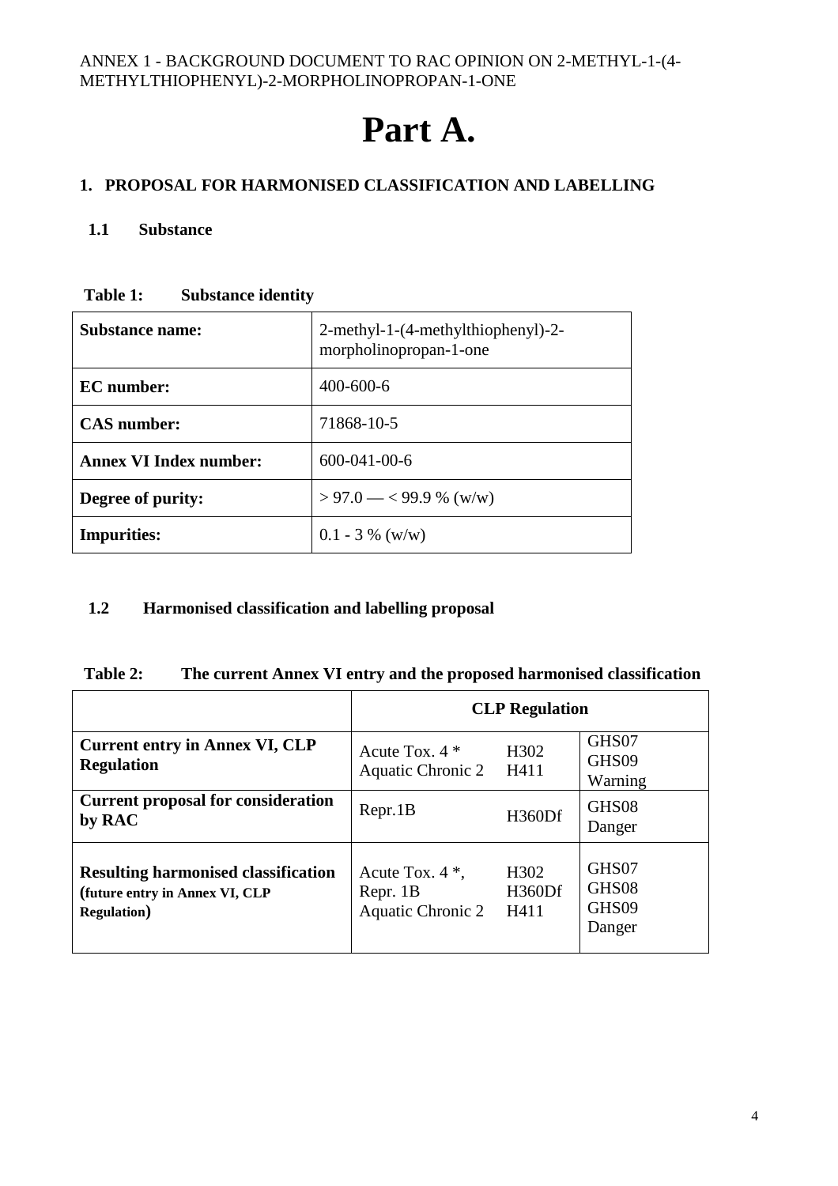# Part A.

## 1. PROPOSAL FOR HARMONISED CLASSIFICATION AND LABELLING

### 1.1 Substance

**Table 1: Substance identity**

| | |
|---|---|
| **Substance name:** | 2-methyl-1-(4-methylthiophenyl)-2-morpholinopropan-1-one |
| **EC number:** | 400-600-6 |
| **CAS number:** | 71868-10-5 |
| **Annex VI Index number:** | 600-041-00-6 |
| **Degree of purity:** | > 97.0 — < 99.9 % (w/w) |
| **Impurities:** | 0.1 - 3 % (w/w) |

### 1.2 Harmonised classification and labelling proposal

**Table 2: The current Annex VI entry and the proposed harmonised classification**

| | CLP Regulation | | |
|---|---|---|---|
| **Current entry in Annex VI, CLP Regulation** | Acute Tox. 4 *<br>Aquatic Chronic 2 | H302<br>H411 | GHS07<br>GHS09<br>Warning |
| **Current proposal for consideration by RAC** | Repr.1B | H360Df | GHS08<br>Danger |
| **Resulting harmonised classification (future entry in Annex VI, CLP Regulation)** | Acute Tox. 4 *,<br>Repr. 1B<br>Aquatic Chronic 2 | H302<br>H360Df<br>H411 | GHS07<br>GHS08<br>GHS09<br>Danger |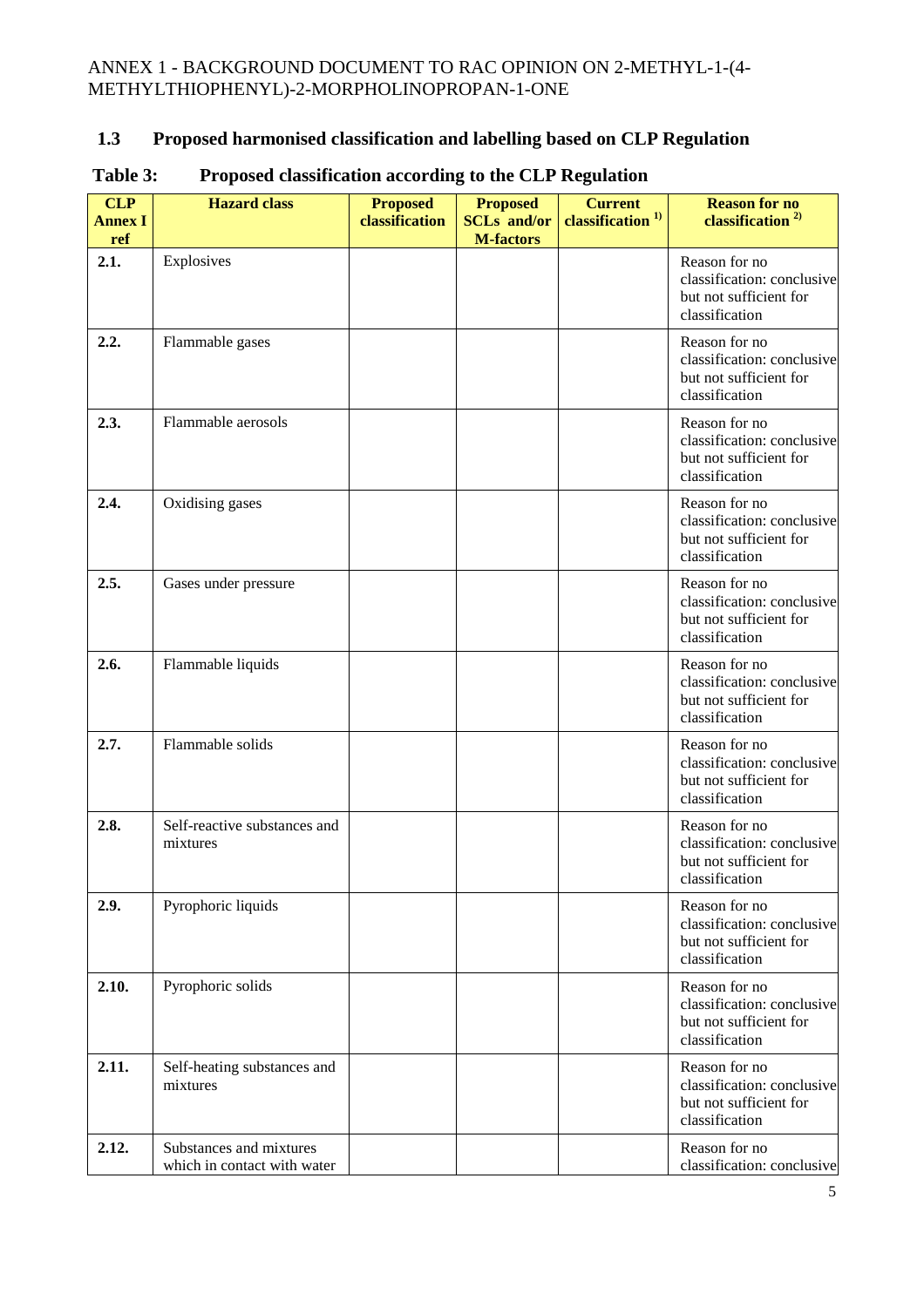## 1.3 Proposed harmonised classification and labelling based on CLP Regulation

**Table 3: Proposed classification according to the CLP Regulation**

| CLP Annex I ref | Hazard class | Proposed classification | Proposed SCLs and/or M-factors | Current classification [1)] | Reason for no classification [2)] |
|---|---|---|---|---|---|
| 2.1. | Explosives | | | | Reason for no classification: conclusive but not sufficient for classification |
| 2.2. | Flammable gases | | | | Reason for no classification: conclusive but not sufficient for classification |
| 2.3. | Flammable aerosols | | | | Reason for no classification: conclusive but not sufficient for classification |
| 2.4. | Oxidising gases | | | | Reason for no classification: conclusive but not sufficient for classification |
| 2.5. | Gases under pressure | | | | Reason for no classification: conclusive but not sufficient for classification |
| 2.6. | Flammable liquids | | | | Reason for no classification: conclusive but not sufficient for classification |
| 2.7. | Flammable solids | | | | Reason for no classification: conclusive but not sufficient for classification |
| 2.8. | Self-reactive substances and mixtures | | | | Reason for no classification: conclusive but not sufficient for classification |
| 2.9. | Pyrophoric liquids | | | | Reason for no classification: conclusive but not sufficient for classification |
| 2.10. | Pyrophoric solids | | | | Reason for no classification: conclusive but not sufficient for classification |
| 2.11. | Self-heating substances and mixtures | | | | Reason for no classification: conclusive but not sufficient for classification |
| 2.12. | Substances and mixtures which in contact with water | | | | Reason for no classification: conclusive |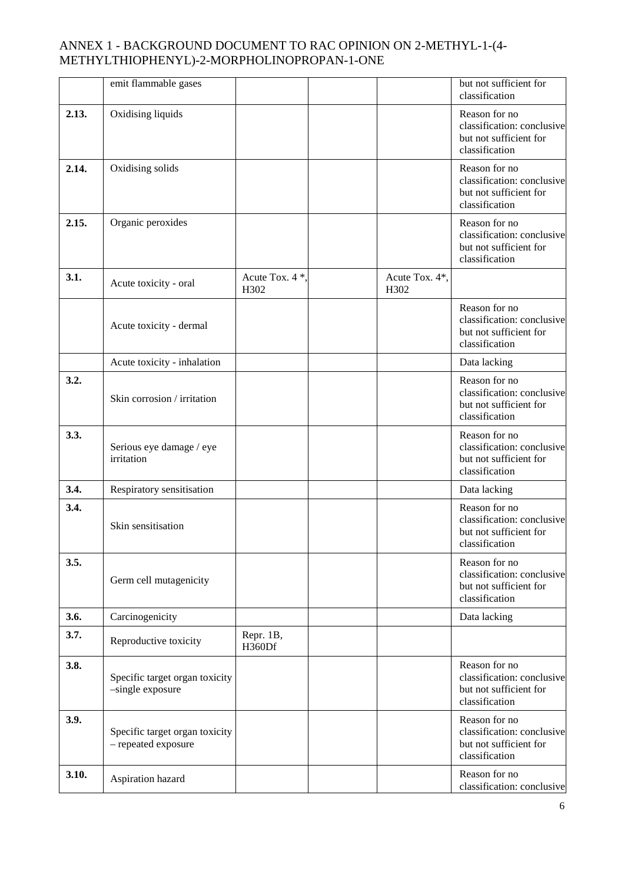|  | emit flammable gases |  |  |  | but not sufficient for classification |
|---|---|---|---|---|---|
| **2.13.** | Oxidising liquids |  |  |  | Reason for no classification: conclusive but not sufficient for classification |
| **2.14.** | Oxidising solids |  |  |  | Reason for no classification: conclusive but not sufficient for classification |
| **2.15.** | Organic peroxides |  |  |  | Reason for no classification: conclusive but not sufficient for classification |
| **3.1.** | Acute toxicity - oral | Acute Tox. 4 *, H302 |  | Acute Tox. 4*, H302 |  |
|  | Acute toxicity - dermal |  |  |  | Reason for no classification: conclusive but not sufficient for classification |
|  | Acute toxicity - inhalation |  |  |  | Data lacking |
| **3.2.** | Skin corrosion / irritation |  |  |  | Reason for no classification: conclusive but not sufficient for classification |
| **3.3.** | Serious eye damage / eye irritation |  |  |  | Reason for no classification: conclusive but not sufficient for classification |
| **3.4.** | Respiratory sensitisation |  |  |  | Data lacking |
| **3.4.** | Skin sensitisation |  |  |  | Reason for no classification: conclusive but not sufficient for classification |
| **3.5.** | Germ cell mutagenicity |  |  |  | Reason for no classification: conclusive but not sufficient for classification |
| **3.6.** | Carcinogenicity |  |  |  | Data lacking |
| **3.7.** | Reproductive toxicity | Repr. 1B, H360Df |  |  |  |
| **3.8.** | Specific target organ toxicity –single exposure |  |  |  | Reason for no classification: conclusive but not sufficient for classification |
| **3.9.** | Specific target organ toxicity – repeated exposure |  |  |  | Reason for no classification: conclusive but not sufficient for classification |
| **3.10.** | Aspiration hazard |  |  |  | Reason for no classification: conclusive |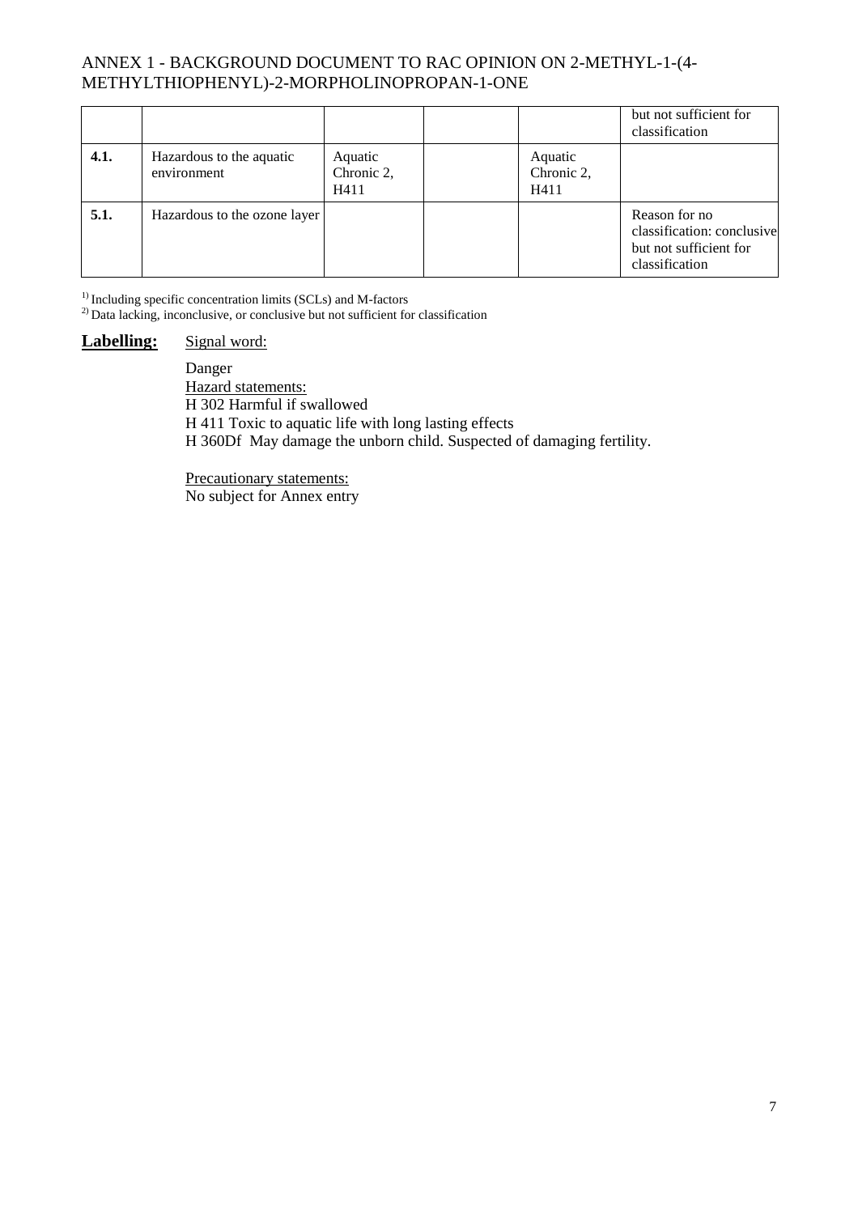| | | | | | but not sufficient for classification |
|---|---|---|---|---|---|
| **4.1.** | Hazardous to the aquatic environment | Aquatic Chronic 2, H411 | | Aquatic Chronic 2, H411 | |
| **5.1.** | Hazardous to the ozone layer | | | | Reason for no classification: conclusive but not sufficient for classification |

[1)] Including specific concentration limits (SCLs) and M-factors
[2)] Data lacking, inconclusive, or conclusive but not sufficient for classification

**Labelling:** Signal word:

Danger

Hazard statements:

H 302 Harmful if swallowed

H 411 Toxic to aquatic life with long lasting effects

H 360Df May damage the unborn child. Suspected of damaging fertility.

Precautionary statements:

No subject for Annex entry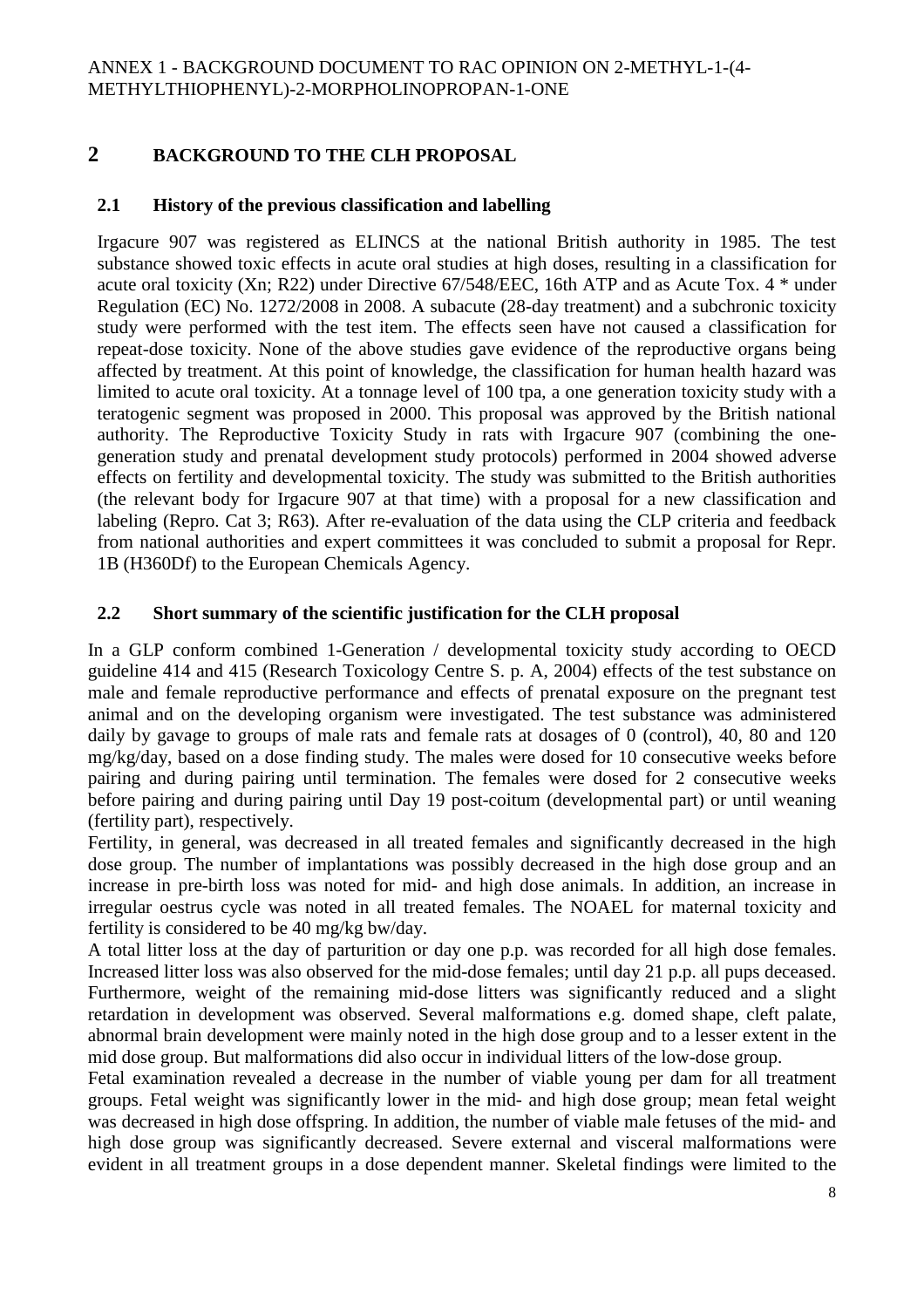## 2 BACKGROUND TO THE CLH PROPOSAL

### 2.1 History of the previous classification and labelling

Irgacure 907 was registered as ELINCS at the national British authority in 1985. The test substance showed toxic effects in acute oral studies at high doses, resulting in a classification for acute oral toxicity (Xn; R22) under Directive 67/548/EEC, 16th ATP and as Acute Tox. 4 * under Regulation (EC) No. 1272/2008 in 2008. A subacute (28-day treatment) and a subchronic toxicity study were performed with the test item. The effects seen have not caused a classification for repeat-dose toxicity. None of the above studies gave evidence of the reproductive organs being affected by treatment. At this point of knowledge, the classification for human health hazard was limited to acute oral toxicity. At a tonnage level of 100 tpa, a one generation toxicity study with a teratogenic segment was proposed in 2000. This proposal was approved by the British national authority. The Reproductive Toxicity Study in rats with Irgacure 907 (combining the one-generation study and prenatal development study protocols) performed in 2004 showed adverse effects on fertility and developmental toxicity. The study was submitted to the British authorities (the relevant body for Irgacure 907 at that time) with a proposal for a new classification and labeling (Repro. Cat 3; R63). After re-evaluation of the data using the CLP criteria and feedback from national authorities and expert committees it was concluded to submit a proposal for Repr. 1B (H360Df) to the European Chemicals Agency.

### 2.2 Short summary of the scientific justification for the CLH proposal

In a GLP conform combined 1-Generation / developmental toxicity study according to OECD guideline 414 and 415 (Research Toxicology Centre S. p. A, 2004) effects of the test substance on male and female reproductive performance and effects of prenatal exposure on the pregnant test animal and on the developing organism were investigated. The test substance was administered daily by gavage to groups of male rats and female rats at dosages of 0 (control), 40, 80 and 120 mg/kg/day, based on a dose finding study. The males were dosed for 10 consecutive weeks before pairing and during pairing until termination. The females were dosed for 2 consecutive weeks before pairing and during pairing until Day 19 post-coitum (developmental part) or until weaning (fertility part), respectively.

Fertility, in general, was decreased in all treated females and significantly decreased in the high dose group. The number of implantations was possibly decreased in the high dose group and an increase in pre-birth loss was noted for mid- and high dose animals. In addition, an increase in irregular oestrus cycle was noted in all treated females. The NOAEL for maternal toxicity and fertility is considered to be 40 mg/kg bw/day.

A total litter loss at the day of parturition or day one p.p. was recorded for all high dose females. Increased litter loss was also observed for the mid-dose females; until day 21 p.p. all pups deceased. Furthermore, weight of the remaining mid-dose litters was significantly reduced and a slight retardation in development was observed. Several malformations e.g. domed shape, cleft palate, abnormal brain development were mainly noted in the high dose group and to a lesser extent in the mid dose group. But malformations did also occur in individual litters of the low-dose group.

Fetal examination revealed a decrease in the number of viable young per dam for all treatment groups. Fetal weight was significantly lower in the mid- and high dose group; mean fetal weight was decreased in high dose offspring. In addition, the number of viable male fetuses of the mid- and high dose group was significantly decreased. Severe external and visceral malformations were evident in all treatment groups in a dose dependent manner. Skeletal findings were limited to the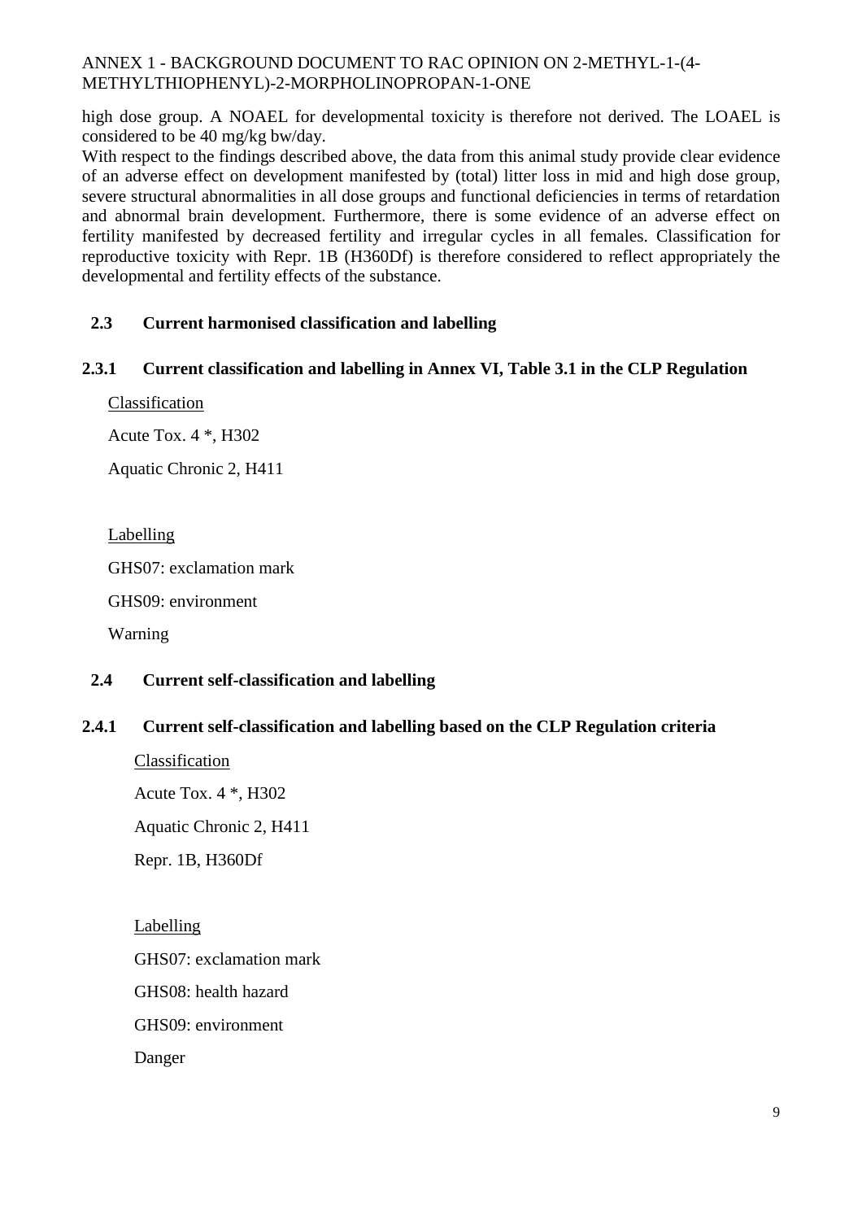high dose group. A NOAEL for developmental toxicity is therefore not derived. The LOAEL is considered to be 40 mg/kg bw/day.

With respect to the findings described above, the data from this animal study provide clear evidence of an adverse effect on development manifested by (total) litter loss in mid and high dose group, severe structural abnormalities in all dose groups and functional deficiencies in terms of retardation and abnormal brain development. Furthermore, there is some evidence of an adverse effect on fertility manifested by decreased fertility and irregular cycles in all females. Classification for reproductive toxicity with Repr. 1B (H360Df) is therefore considered to reflect appropriately the developmental and fertility effects of the substance.

## 2.3 Current harmonised classification and labelling

### 2.3.1 Current classification and labelling in Annex VI, Table 3.1 in the CLP Regulation

Classification

Acute Tox. 4 *, H302

Aquatic Chronic 2, H411

Labelling

GHS07: exclamation mark

GHS09: environment

Warning

## 2.4 Current self-classification and labelling

### 2.4.1 Current self-classification and labelling based on the CLP Regulation criteria

Classification

Acute Tox. 4 *, H302

Aquatic Chronic 2, H411

Repr. 1B, H360Df

Labelling

GHS07: exclamation mark

GHS08: health hazard

GHS09: environment

Danger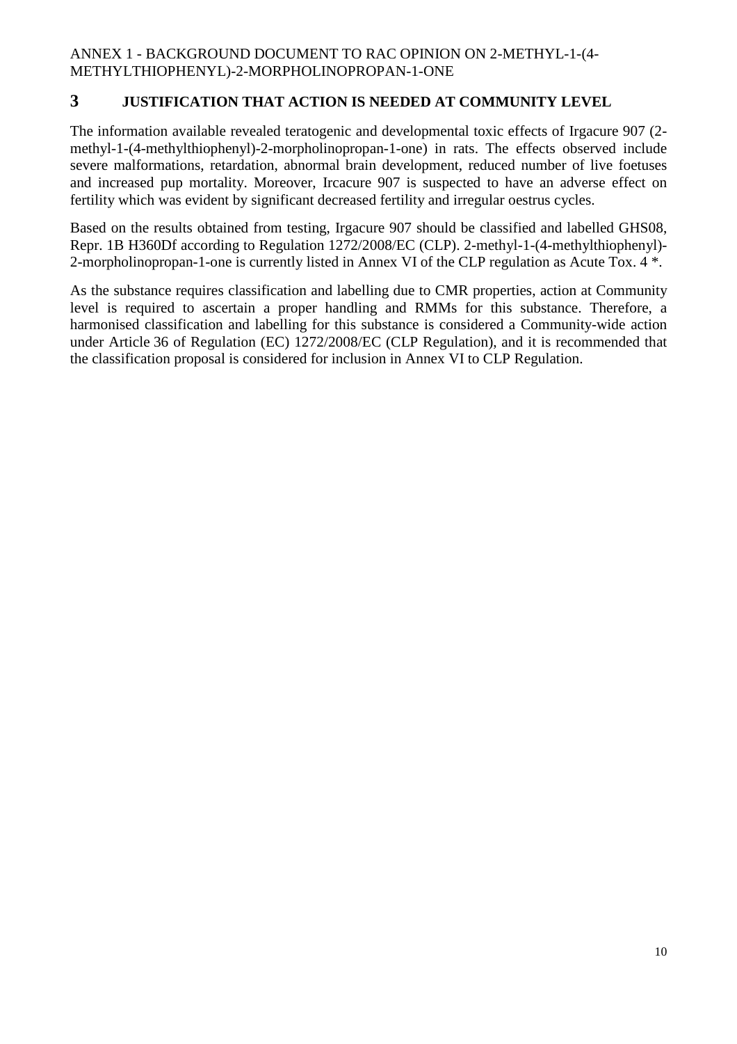## 3 JUSTIFICATION THAT ACTION IS NEEDED AT COMMUNITY LEVEL

The information available revealed teratogenic and developmental toxic effects of Irgacure 907 (2-methyl-1-(4-methylthiophenyl)-2-morpholinopropan-1-one) in rats. The effects observed include severe malformations, retardation, abnormal brain development, reduced number of live foetuses and increased pup mortality. Moreover, Ircacure 907 is suspected to have an adverse effect on fertility which was evident by significant decreased fertility and irregular oestrus cycles.

Based on the results obtained from testing, Irgacure 907 should be classified and labelled GHS08, Repr. 1B H360Df according to Regulation 1272/2008/EC (CLP). 2-methyl-1-(4-methylthiophenyl)-2-morpholinopropan-1-one is currently listed in Annex VI of the CLP regulation as Acute Tox. 4 *.

As the substance requires classification and labelling due to CMR properties, action at Community level is required to ascertain a proper handling and RMMs for this substance. Therefore, a harmonised classification and labelling for this substance is considered a Community-wide action under Article 36 of Regulation (EC) 1272/2008/EC (CLP Regulation), and it is recommended that the classification proposal is considered for inclusion in Annex VI to CLP Regulation.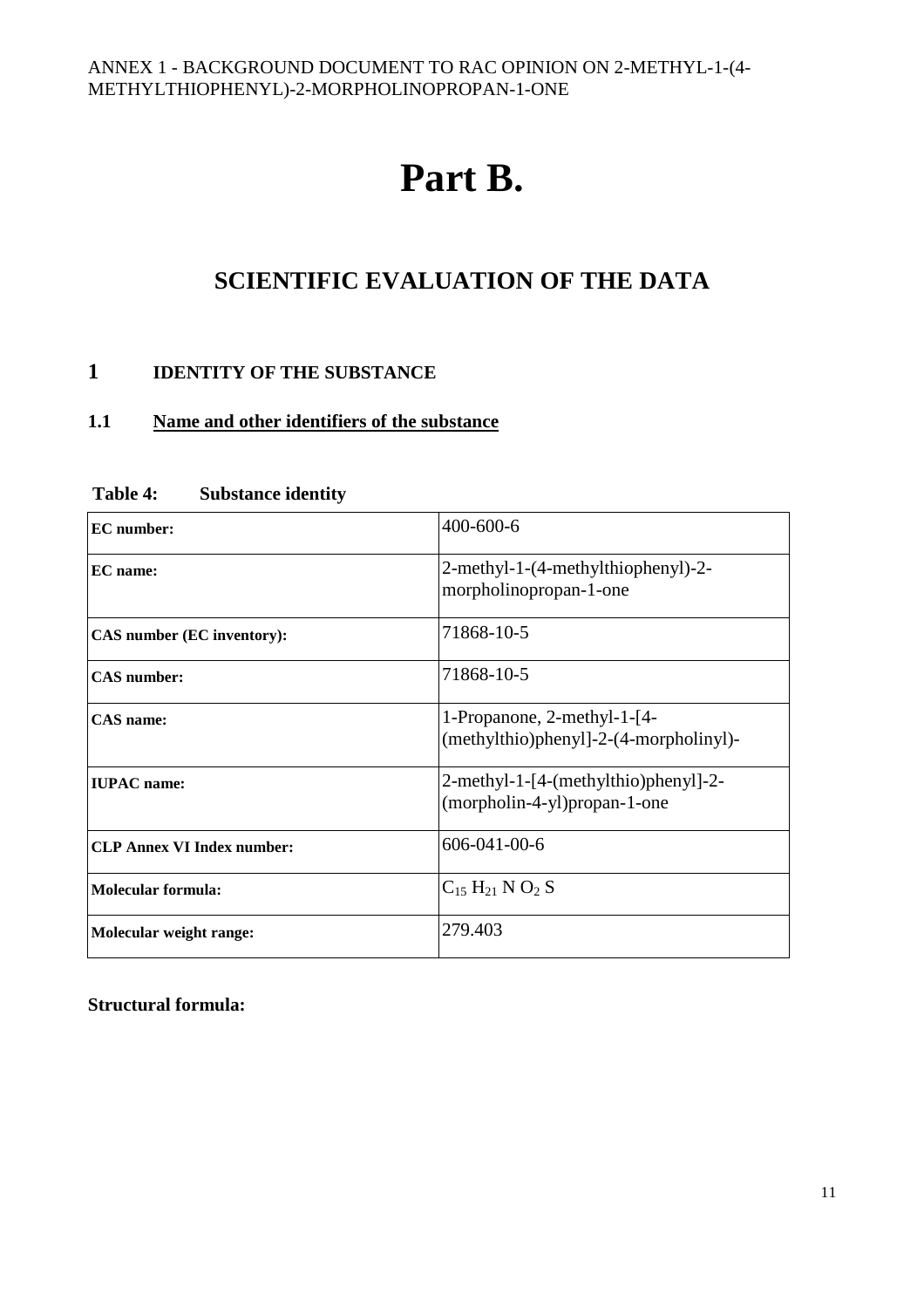# Part B.

## SCIENTIFIC EVALUATION OF THE DATA

### 1 IDENTITY OF THE SUBSTANCE

#### 1.1 Name and other identifiers of the substance

**Table 4: Substance identity**

| | |
|---|---|
| **EC number:** | 400-600-6 |
| **EC name:** | 2-methyl-1-(4-methylthiophenyl)-2-morpholinopropan-1-one |
| **CAS number (EC inventory):** | 71868-10-5 |
| **CAS number:** | 71868-10-5 |
| **CAS name:** | 1-Propanone, 2-methyl-1-[4-(methylthio)phenyl]-2-(4-morpholinyl)- |
| **IUPAC name:** | 2-methyl-1-[4-(methylthio)phenyl]-2-(morpholin-4-yl)propan-1-one |
| **CLP Annex VI Index number:** | 606-041-00-6 |
| **Molecular formula:** | $C_{15} H_{21} N O_2 S$ |
| **Molecular weight range:** | 279.403 |

**Structural formula:**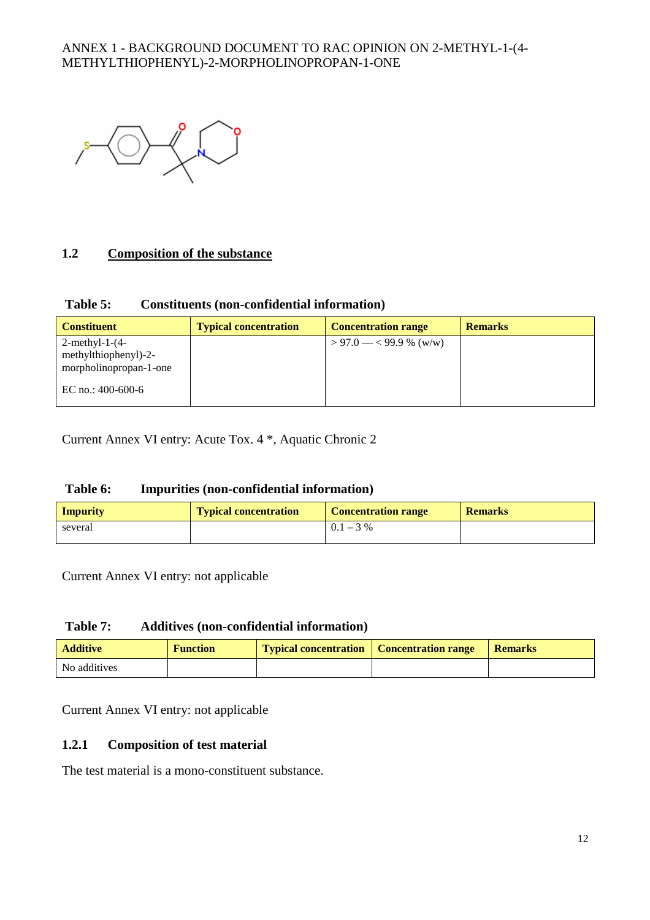## 1.2 Composition of the substance

**Table 5: Constituents (non-confidential information)**

| Constituent | Typical concentration | Concentration range | Remarks |
|---|---|---|---|
| 2-methyl-1-(4-methylthiophenyl)-2-morpholinopropan-1-one<br><br>EC no.: 400-600-6 | | > 97.0 — < 99.9 % (w/w) | |

Current Annex VI entry: Acute Tox. 4 *, Aquatic Chronic 2

**Table 6: Impurities (non-confidential information)**

| Impurity | Typical concentration | Concentration range | Remarks |
|---|---|---|---|
| several | | 0.1 – 3 % | |

Current Annex VI entry: not applicable

**Table 7: Additives (non-confidential information)**

| Additive | Function | Typical concentration | Concentration range | Remarks |
|---|---|---|---|---|
| No additives | | | | |

Current Annex VI entry: not applicable

### 1.2.1 Composition of test material

The test material is a mono-constituent substance.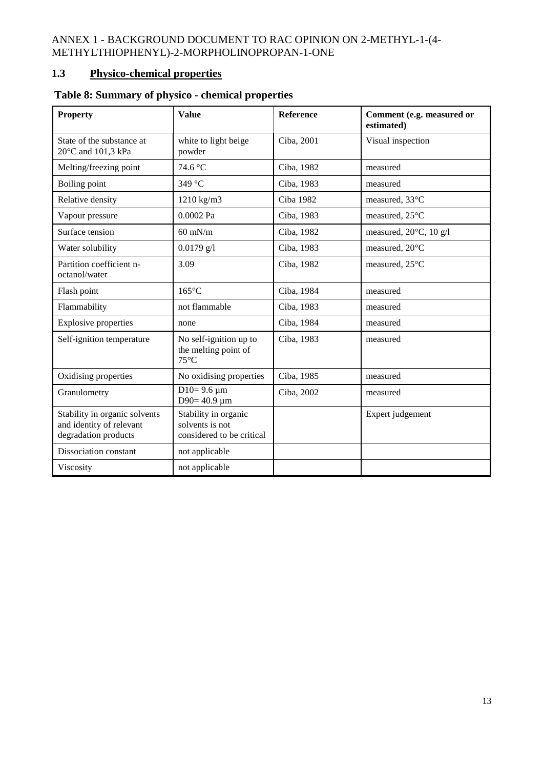## 1.3 Physico-chemical properties

**Table 8: Summary of physico - chemical properties**

| Property | Value | Reference | Comment (e.g. measured or estimated) |
|---|---|---|---|
| State of the substance at 20°C and 101,3 kPa | white to light beige powder | Ciba, 2001 | Visual inspection |
| Melting/freezing point | 74.6 °C | Ciba, 1982 | measured |
| Boiling point | 349 °C | Ciba, 1983 | measured |
| Relative density | 1210 kg/m3 | Ciba 1982 | measured, 33°C |
| Vapour pressure | 0.0002 Pa | Ciba, 1983 | measured, 25°C |
| Surface tension | 60 mN/m | Ciba, 1982 | measured, 20°C, 10 g/l |
| Water solubility | 0.0179 g/l | Ciba, 1983 | measured, 20°C |
| Partition coefficient n-octanol/water | 3.09 | Ciba, 1982 | measured, 25°C |
| Flash point | 165°C | Ciba, 1984 | measured |
| Flammability | not flammable | Ciba, 1983 | measured |
| Explosive properties | none | Ciba, 1984 | measured |
| Self-ignition temperature | No self-ignition up to the melting point of 75°C | Ciba, 1983 | measured |
| Oxidising properties | No oxidising properties | Ciba, 1985 | measured |
| Granulometry | D10= 9.6 µm<br>D90= 40.9 µm | Ciba, 2002 | measured |
| Stability in organic solvents and identity of relevant degradation products | Stability in organic solvents is not considered to be critical | | Expert judgement |
| Dissociation constant | not applicable | | |
| Viscosity | not applicable | | |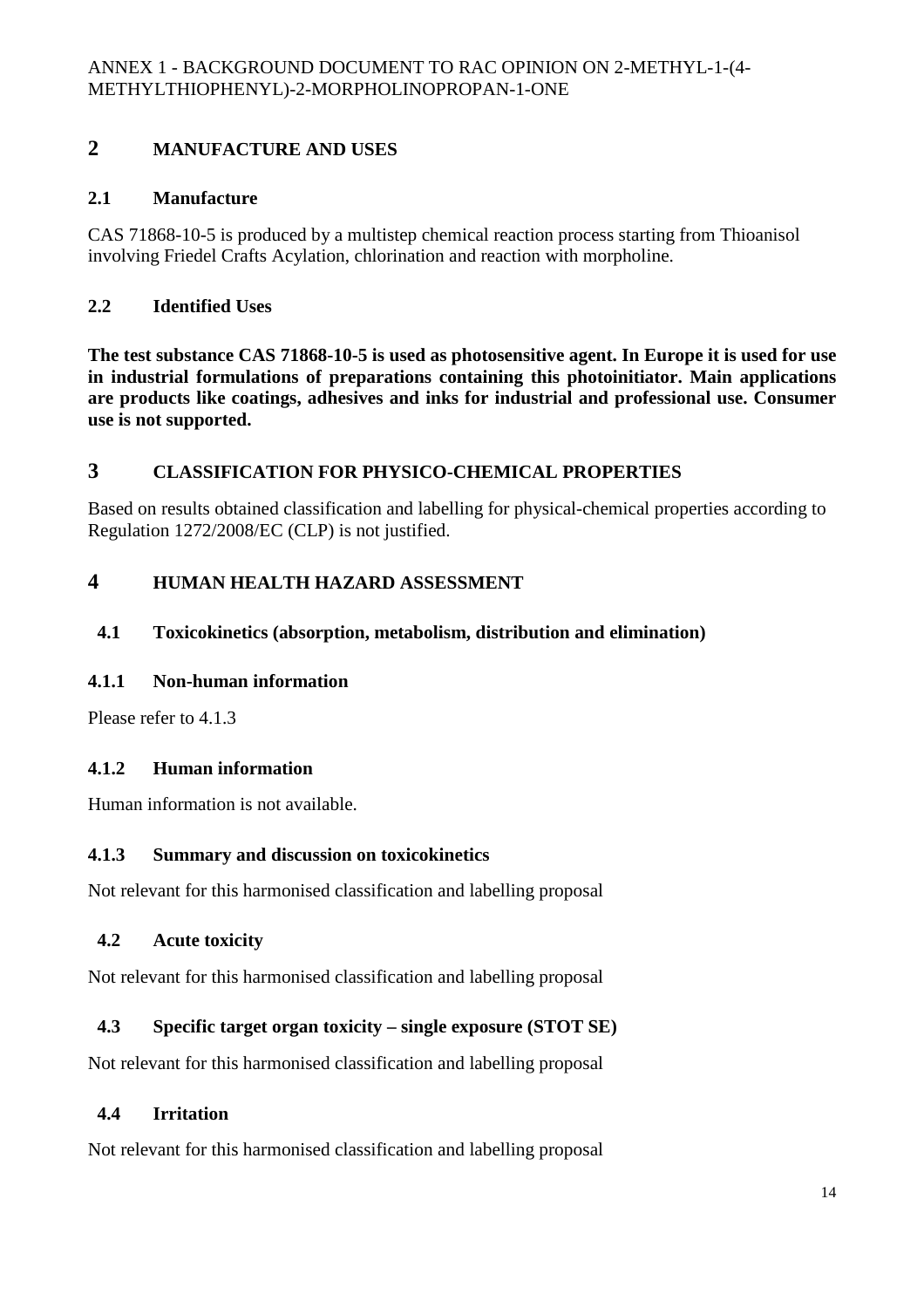# 2 MANUFACTURE AND USES

## 2.1 Manufacture

CAS 71868-10-5 is produced by a multistep chemical reaction process starting from Thioanisol involving Friedel Crafts Acylation, chlorination and reaction with morpholine.

## 2.2 Identified Uses

**The test substance CAS 71868-10-5 is used as photosensitive agent. In Europe it is used for use in industrial formulations of preparations containing this photoinitiator. Main applications are products like coatings, adhesives and inks for industrial and professional use. Consumer use is not supported.**

# 3 CLASSIFICATION FOR PHYSICO-CHEMICAL PROPERTIES

Based on results obtained classification and labelling for physical-chemical properties according to Regulation 1272/2008/EC (CLP) is not justified.

# 4 HUMAN HEALTH HAZARD ASSESSMENT

## 4.1 Toxicokinetics (absorption, metabolism, distribution and elimination)

### 4.1.1 Non-human information

Please refer to 4.1.3

### 4.1.2 Human information

Human information is not available.

### 4.1.3 Summary and discussion on toxicokinetics

Not relevant for this harmonised classification and labelling proposal

## 4.2 Acute toxicity

Not relevant for this harmonised classification and labelling proposal

## 4.3 Specific target organ toxicity – single exposure (STOT SE)

Not relevant for this harmonised classification and labelling proposal

## 4.4 Irritation

Not relevant for this harmonised classification and labelling proposal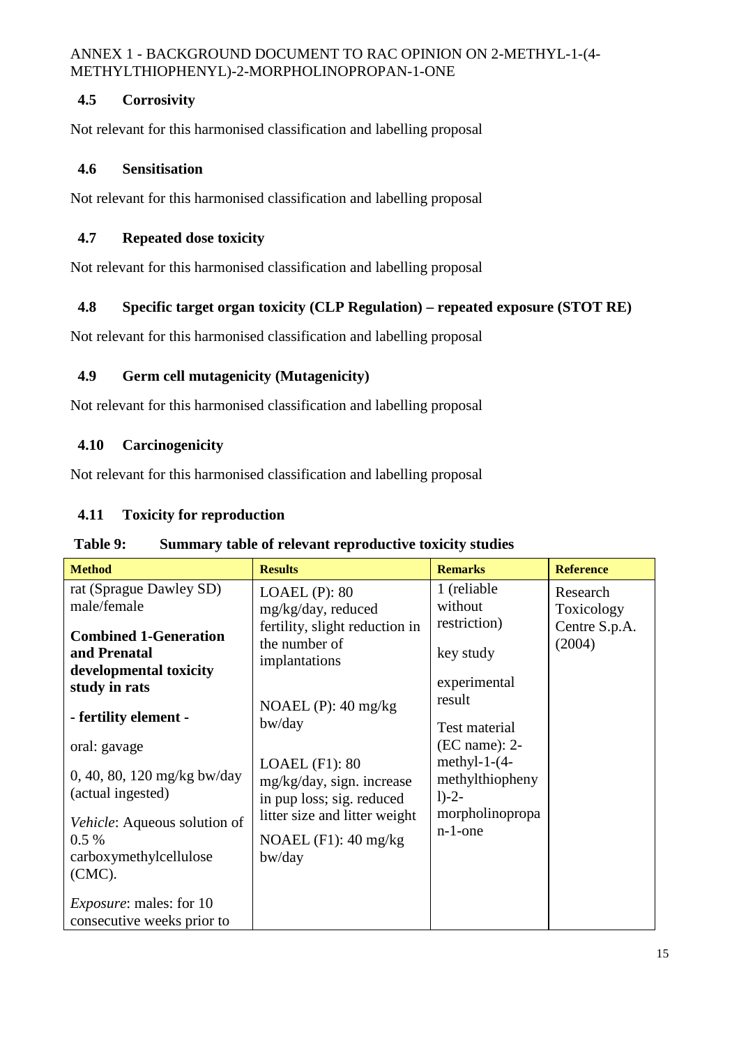## 4.5 Corrosivity

Not relevant for this harmonised classification and labelling proposal

## 4.6 Sensitisation

Not relevant for this harmonised classification and labelling proposal

## 4.7 Repeated dose toxicity

Not relevant for this harmonised classification and labelling proposal

## 4.8 Specific target organ toxicity (CLP Regulation) – repeated exposure (STOT RE)

Not relevant for this harmonised classification and labelling proposal

## 4.9 Germ cell mutagenicity (Mutagenicity)

Not relevant for this harmonised classification and labelling proposal

## 4.10 Carcinogenicity

Not relevant for this harmonised classification and labelling proposal

## 4.11 Toxicity for reproduction

**Table 9: Summary table of relevant reproductive toxicity studies**

| Method | Results | Remarks | Reference |
|---|---|---|---|
| rat (Sprague Dawley SD) male/female<br><br>**Combined 1-Generation and Prenatal developmental toxicity study in rats**<br><br>**- fertility element -**<br><br>oral: gavage<br><br>0, 40, 80, 120 mg/kg bw/day (actual ingested)<br><br>*Vehicle*: Aqueous solution of 0.5 % carboxymethylcellulose (CMC).<br><br>*Exposure*: males: for 10 consecutive weeks prior to | LOAEL (P): 80 mg/kg/day, reduced fertility, slight reduction in the number of implantations<br><br>NOAEL (P): 40 mg/kg bw/day<br><br>LOAEL (F1): 80 mg/kg/day, sign. increase in pup loss; sig. reduced litter size and litter weight<br><br>NOAEL (F1): 40 mg/kg bw/day | 1 (reliable without restriction)<br><br>key study<br><br>experimental result<br><br>Test material (EC name): 2-methyl-1-(4-methylthiophenyl)-2-morpholinopropan-1-one | Research Toxicology Centre S.p.A. (2004) |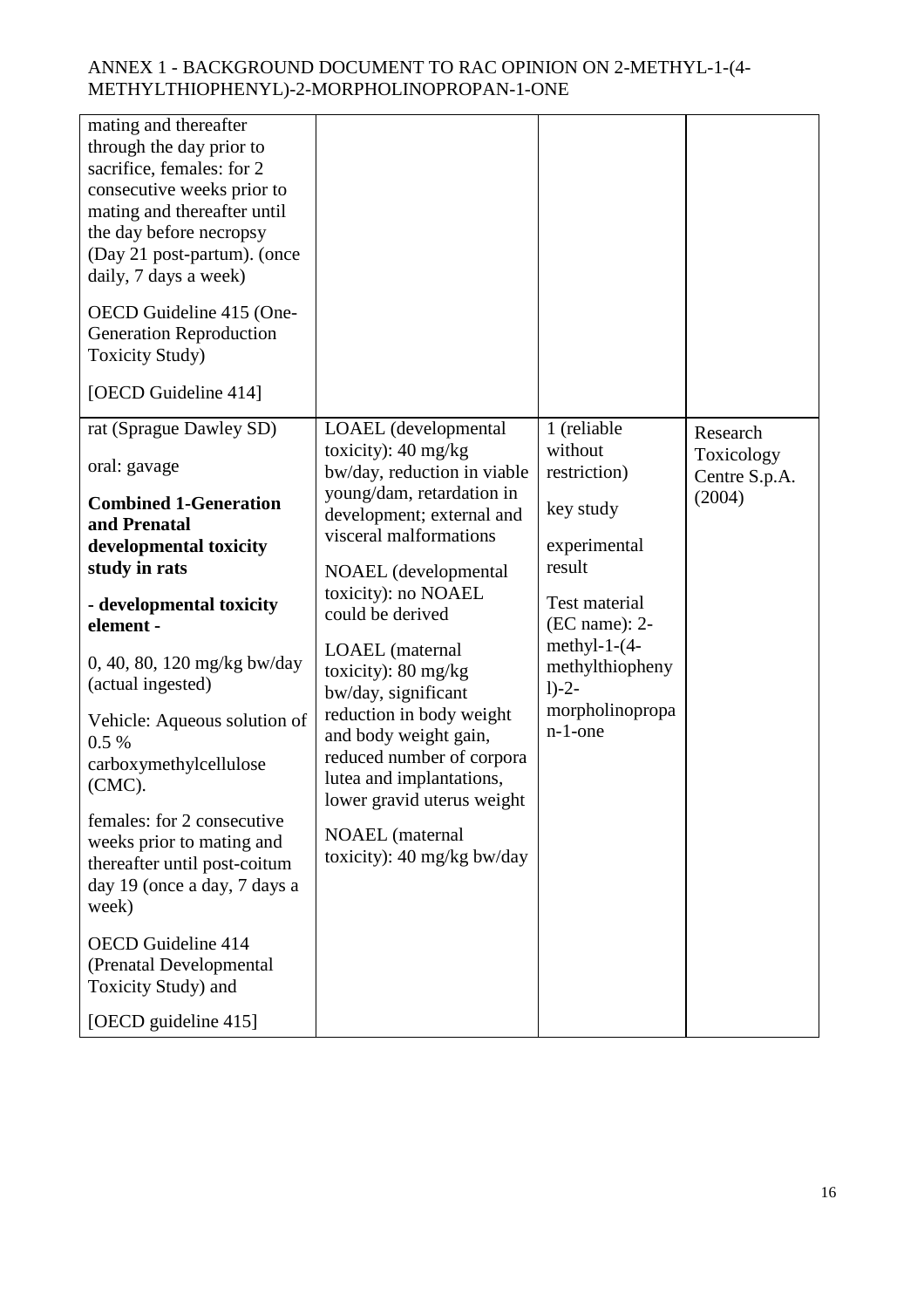| | | | |
|---|---|---|---|
| mating and thereafter through the day prior to sacrifice, females: for 2 consecutive weeks prior to mating and thereafter until the day before necropsy (Day 21 post-partum). (once daily, 7 days a week)<br><br>OECD Guideline 415 (One-Generation Reproduction Toxicity Study)<br><br>[OECD Guideline 414] | | | |
| rat (Sprague Dawley SD)<br><br>oral: gavage<br><br>**Combined 1-Generation and Prenatal developmental toxicity study in rats**<br><br>**- developmental toxicity element -**<br><br>0, 40, 80, 120 mg/kg bw/day (actual ingested)<br><br>Vehicle: Aqueous solution of 0.5 % carboxymethylcellulose (CMC).<br><br>females: for 2 consecutive weeks prior to mating and thereafter until post-coitum day 19 (once a day, 7 days a week)<br><br>OECD Guideline 414 (Prenatal Developmental Toxicity Study) and<br><br>[OECD guideline 415] | LOAEL (developmental toxicity): 40 mg/kg bw/day, reduction in viable young/dam, retardation in development; external and visceral malformations<br><br>NOAEL (developmental toxicity): no NOAEL could be derived<br><br>LOAEL (maternal toxicity): 80 mg/kg bw/day, significant reduction in body weight and body weight gain, reduced number of corpora lutea and implantations, lower gravid uterus weight<br><br>NOAEL (maternal toxicity): 40 mg/kg bw/day | 1 (reliable without restriction)<br><br>key study<br><br>experimental result<br><br>Test material (EC name): 2-methyl-1-(4-methylthiophenyl)-2-morpholinopropan-1-one | Research Toxicology Centre S.p.A. (2004) |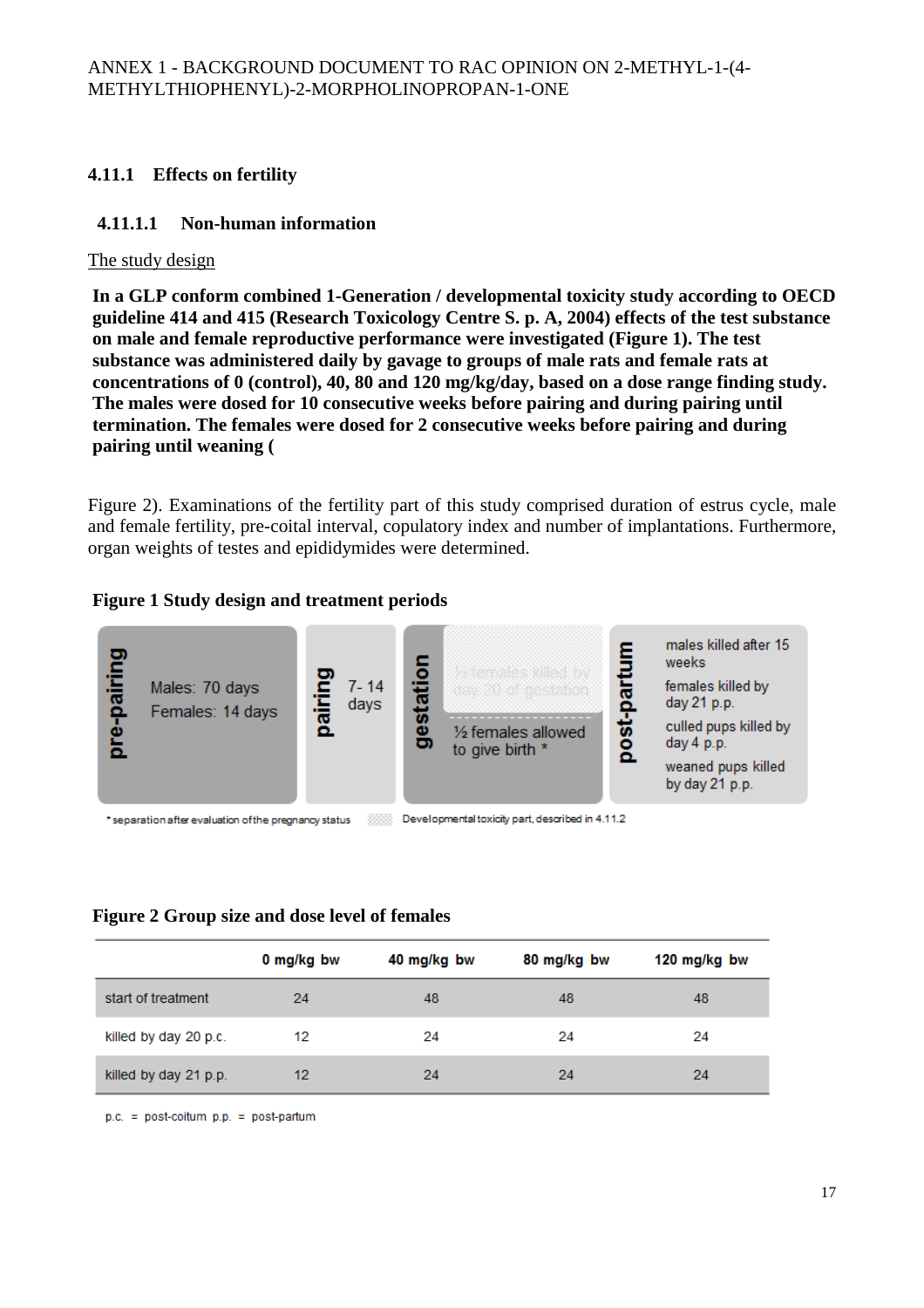### 4.11.1 Effects on fertility

#### 4.11.1.1 Non-human information

The study design

**In a GLP conform combined 1-Generation / developmental toxicity study according to OECD guideline 414 and 415 (Research Toxicology Centre S. p. A, 2004) effects of the test substance on male and female reproductive performance were investigated (Figure 1). The test substance was administered daily by gavage to groups of male rats and female rats at concentrations of 0 (control), 40, 80 and 120 mg/kg/day, based on a dose range finding study. The males were dosed for 10 consecutive weeks before pairing and during pairing until termination. The females were dosed for 2 consecutive weeks before pairing and during pairing until weaning (**

Figure 2). Examinations of the fertility part of this study comprised duration of estrus cycle, male and female fertility, pre-coital interval, copulatory index and number of implantations. Furthermore, organ weights of testes and epididymides were determined.

**Figure 1 Study design and treatment periods**

| pre-pairing | pairing | gestation | post-partum |
|---|---|---|---|
| Males: 70 days<br>Females: 14 days | 7- 14 days | ½ females killed by day 20 of gestation<br>½ females allowed to give birth * | males killed after 15 weeks<br>females killed by day 21 p.p.<br>culled pups killed by day 4 p.p.<br>weaned pups killed by day 21 p.p. |

\* separation after evaluation of the pregnancy status; Developmental toxicity part, described in 4.11.2

**Figure 2 Group size and dose level of females**

| | 0 mg/kg bw | 40 mg/kg bw | 80 mg/kg bw | 120 mg/kg bw |
|---|---|---|---|---|
| start of treatment | 24 | 48 | 48 | 48 |
| killed by day 20 p.c. | 12 | 24 | 24 | 24 |
| killed by day 21 p.p. | 12 | 24 | 24 | 24 |

p.c. = post-coitum p.p. = post-partum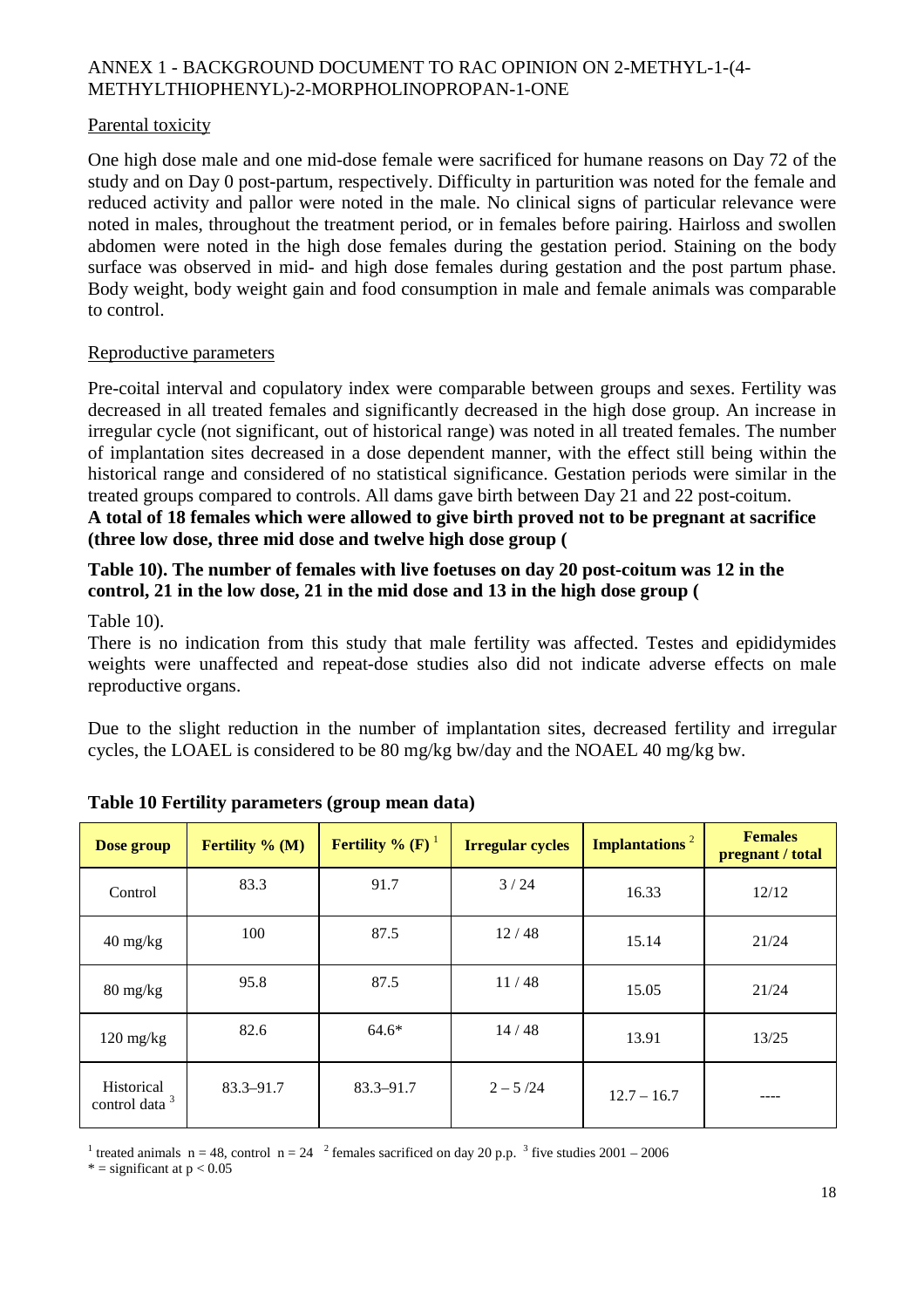Parental toxicity

One high dose male and one mid-dose female were sacrificed for humane reasons on Day 72 of the study and on Day 0 post-partum, respectively. Difficulty in parturition was noted for the female and reduced activity and pallor were noted in the male. No clinical signs of particular relevance were noted in males, throughout the treatment period, or in females before pairing. Hairloss and swollen abdomen were noted in the high dose females during the gestation period. Staining on the body surface was observed in mid- and high dose females during gestation and the post partum phase. Body weight, body weight gain and food consumption in male and female animals was comparable to control.

Reproductive parameters

Pre-coital interval and copulatory index were comparable between groups and sexes. Fertility was decreased in all treated females and significantly decreased in the high dose group. An increase in irregular cycle (not significant, out of historical range) was noted in all treated females. The number of implantation sites decreased in a dose dependent manner, with the effect still being within the historical range and considered of no statistical significance. Gestation periods were similar in the treated groups compared to controls. All dams gave birth between Day 21 and 22 post-coitum.
**A total of 18 females which were allowed to give birth proved not to be pregnant at sacrifice (three low dose, three mid dose and twelve high dose group (**

**Table 10). The number of females with live foetuses on day 20 post-coitum was 12 in the control, 21 in the low dose, 21 in the mid dose and 13 in the high dose group (**

Table 10).
There is no indication from this study that male fertility was affected. Testes and epididymides weights were unaffected and repeat-dose studies also did not indicate adverse effects on male reproductive organs.

Due to the slight reduction in the number of implantation sites, decreased fertility and irregular cycles, the LOAEL is considered to be 80 mg/kg bw/day and the NOAEL 40 mg/kg bw.

**Table 10 Fertility parameters (group mean data)**

| Dose group | Fertility % (M) | Fertility % (F) [1] | Irregular cycles | Implantations [2] | Females pregnant / total |
|---|---|---|---|---|---|
| Control | 83.3 | 91.7 | 3 / 24 | 16.33 | 12/12 |
| 40 mg/kg | 100 | 87.5 | 12 / 48 | 15.14 | 21/24 |
| 80 mg/kg | 95.8 | 87.5 | 11 / 48 | 15.05 | 21/24 |
| 120 mg/kg | 82.6 | 64.6* | 14 / 48 | 13.91 | 13/25 |
| Historical control data [3] | 83.3–91.7 | 83.3–91.7 | 2 – 5 /24 | 12.7 – 16.7 | ---- |

[1] treated animals n = 48, control n = 24 [2] females sacrificed on day 20 p.p. [3] five studies 2001 – 2006
* = significant at $p < 0.05$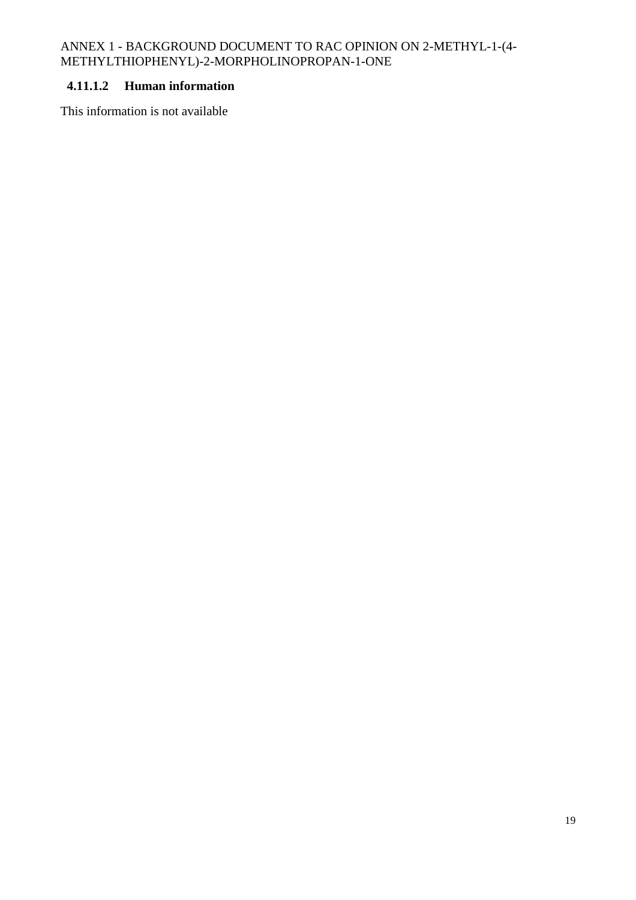#### 4.11.1.2 Human information

This information is not available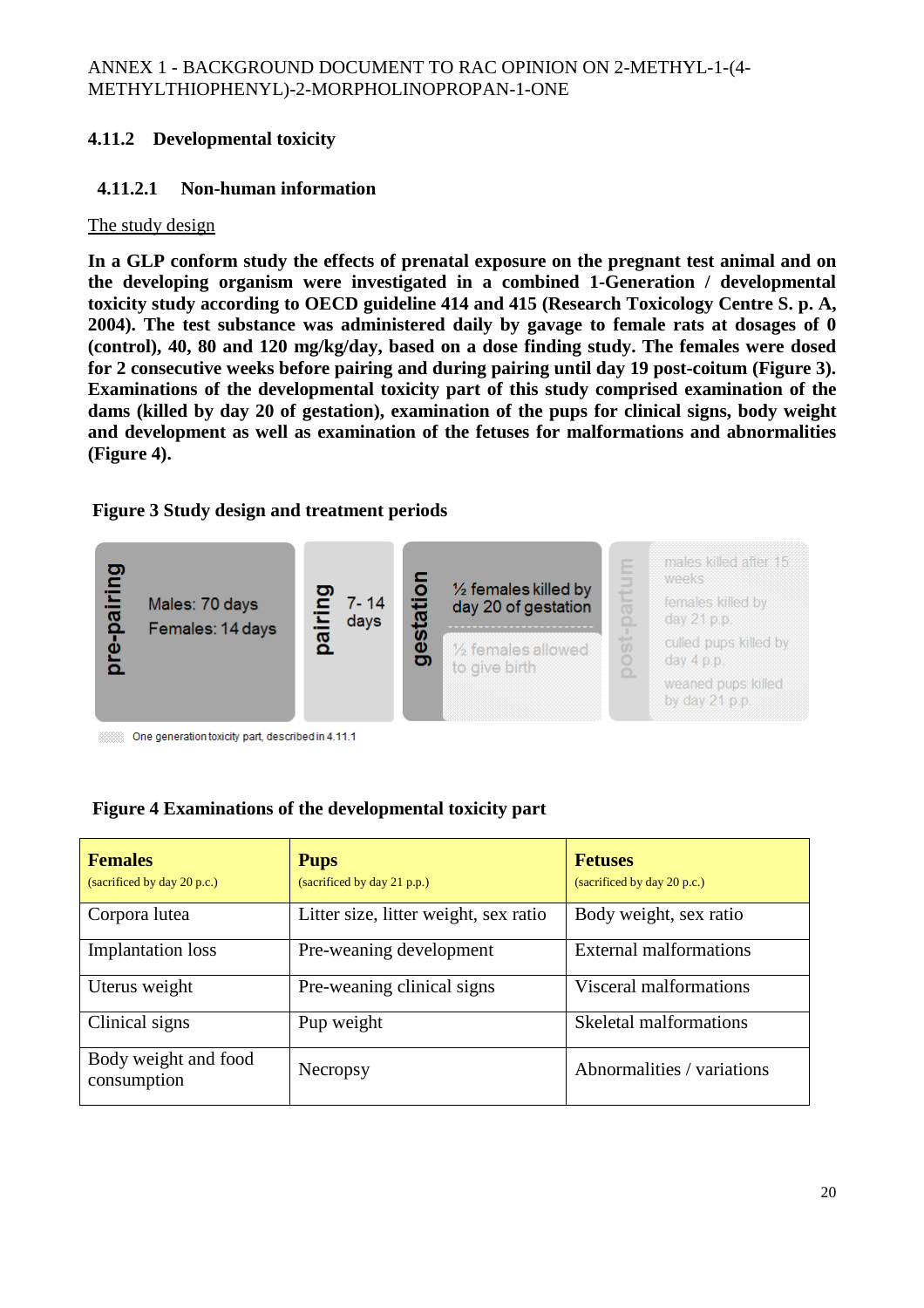### 4.11.2 Developmental toxicity

#### 4.11.2.1 Non-human information

The study design

**In a GLP conform study the effects of prenatal exposure on the pregnant test animal and on the developing organism were investigated in a combined 1-Generation / developmental toxicity study according to OECD guideline 414 and 415 (Research Toxicology Centre S. p. A, 2004). The test substance was administered daily by gavage to female rats at dosages of 0 (control), 40, 80 and 120 mg/kg/day, based on a dose finding study. The females were dosed for 2 consecutive weeks before pairing and during pairing until day 19 post-coitum (Figure 3). Examinations of the developmental toxicity part of this study comprised examination of the dams (killed by day 20 of gestation), examination of the pups for clinical signs, body weight and development as well as examination of the fetuses for malformations and abnormalities (Figure 4).**

**Figure 3 Study design and treatment periods**

| pre-pairing | pairing | gestation | post-partum |
|---|---|---|---|
| Males: 70 days<br>Females: 14 days | 7- 14 days | ½ females killed by day 20 of gestation<br>½ females allowed to give birth | males killed after 15 weeks<br>females killed by day 21 p.p.<br>culled pups killed by day 4 p.p.<br>weaned pups killed by day 21 p.p. |

One generation toxicity part, described in 4.11.1

**Figure 4 Examinations of the developmental toxicity part**

| **Females**<br>(sacrificed by day 20 p.c.) | **Pups**<br>(sacrificed by day 21 p.p.) | **Fetuses**<br>(sacrificed by day 20 p.c.) |
|---|---|---|
| Corpora lutea | Litter size, litter weight, sex ratio | Body weight, sex ratio |
| Implantation loss | Pre-weaning development | External malformations |
| Uterus weight | Pre-weaning clinical signs | Visceral malformations |
| Clinical signs | Pup weight | Skeletal malformations |
| Body weight and food consumption | Necropsy | Abnormalities / variations |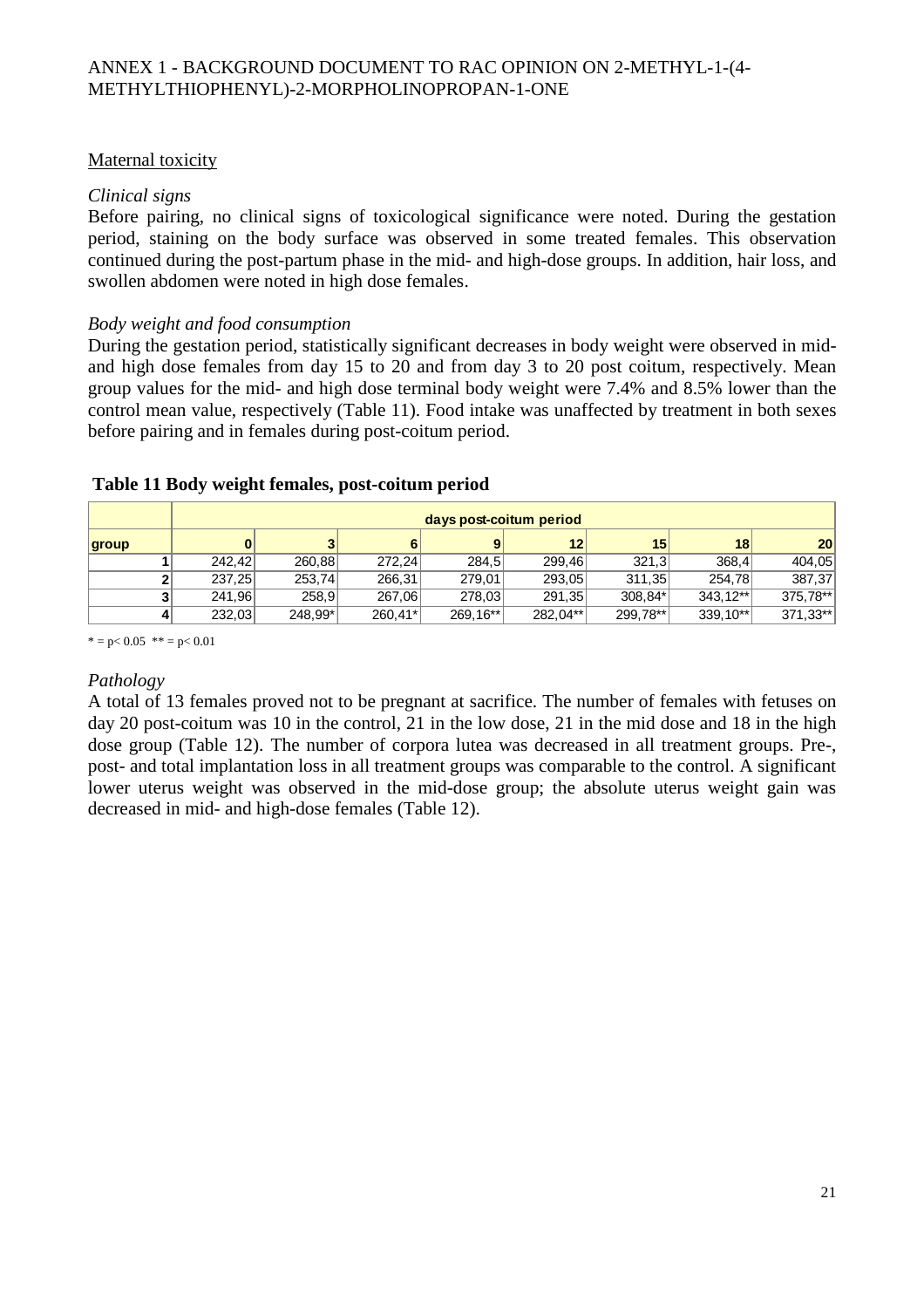## Maternal toxicity

*Clinical signs*

Before pairing, no clinical signs of toxicological significance were noted. During the gestation period, staining on the body surface was observed in some treated females. This observation continued during the post-partum phase in the mid- and high-dose groups. In addition, hair loss, and swollen abdomen were noted in high dose females.

*Body weight and food consumption*

During the gestation period, statistically significant decreases in body weight were observed in mid- and high dose females from day 15 to 20 and from day 3 to 20 post coitum, respectively. Mean group values for the mid- and high dose terminal body weight were 7.4% and 8.5% lower than the control mean value, respectively (Table 11). Food intake was unaffected by treatment in both sexes before pairing and in females during post-coitum period.

**Table 11 Body weight females, post-coitum period**

| | days post-coitum period | | | | | | | |
|---|---|---|---|---|---|---|---|---|
| group | 0 | 3 | 6 | 9 | 12 | 15 | 18 | 20 |
| 1 | 242,42 | 260,88 | 272,24 | 284,5 | 299,46 | 321,3 | 368,4 | 404,05 |
| 2 | 237,25 | 253,74 | 266,31 | 279,01 | 293,05 | 311,35 | 254,78 | 387,37 |
| 3 | 241,96 | 258,9 | 267,06 | 278,03 | 291,35 | 308,84* | 343,12** | 375,78** |
| 4 | 232,03 | 248,99* | 260,41* | 269,16** | 282,04** | 299,78** | 339,10** | 371,33** |

* = $p < 0.05$ ** = $p < 0.01$

*Pathology*

A total of 13 females proved not to be pregnant at sacrifice. The number of females with fetuses on day 20 post-coitum was 10 in the control, 21 in the low dose, 21 in the mid dose and 18 in the high dose group (Table 12). The number of corpora lutea was decreased in all treatment groups. Pre-, post- and total implantation loss in all treatment groups was comparable to the control. A significant lower uterus weight was observed in the mid-dose group; the absolute uterus weight gain was decreased in mid- and high-dose females (Table 12).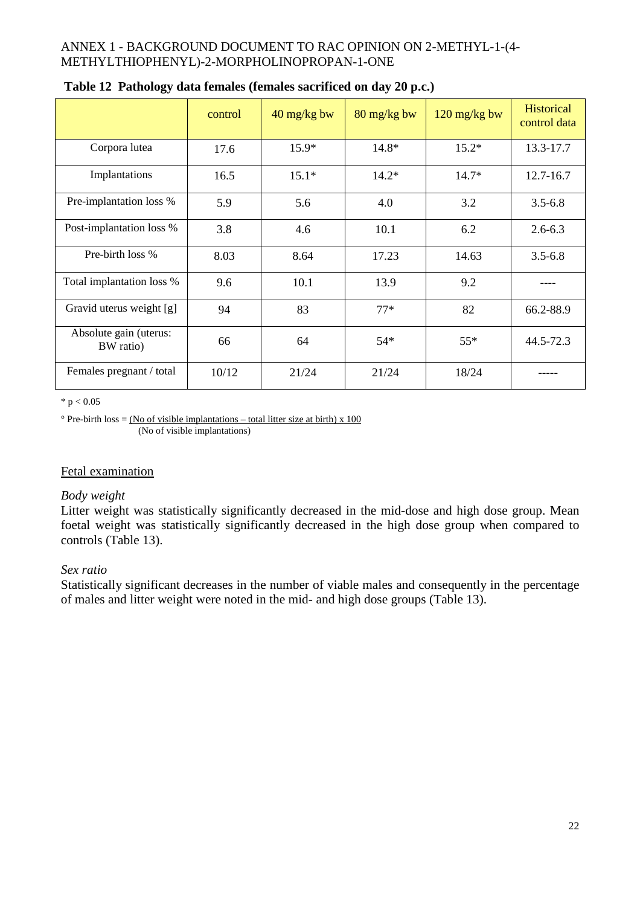**Table 12 Pathology data females (females sacrificed on day 20 p.c.)**

| | control | 40 mg/kg bw | 80 mg/kg bw | 120 mg/kg bw | Historical control data |
|---|---|---|---|---|---|
| Corpora lutea | 17.6 | 15.9* | 14.8* | 15.2* | 13.3-17.7 |
| Implantations | 16.5 | 15.1* | 14.2* | 14.7* | 12.7-16.7 |
| Pre-implantation loss % | 5.9 | 5.6 | 4.0 | 3.2 | 3.5-6.8 |
| Post-implantation loss % | 3.8 | 4.6 | 10.1 | 6.2 | 2.6-6.3 |
| Pre-birth loss % | 8.03 | 8.64 | 17.23 | 14.63 | 3.5-6.8 |
| Total implantation loss % | 9.6 | 10.1 | 13.9 | 9.2 | ---- |
| Gravid uterus weight [g] | 94 | 83 | 77* | 82 | 66.2-88.9 |
| Absolute gain (uterus: BW ratio) | 66 | 64 | 54* | 55* | 44.5-72.3 |
| Females pregnant / total | 10/12 | 21/24 | 21/24 | 18/24 | ----- |

* $p < 0.05$

° Pre-birth loss = (No of visible implantations – total litter size at birth) x 100 / (No of visible implantations)

## Fetal examination

*Body weight*

Litter weight was statistically significantly decreased in the mid-dose and high dose group. Mean foetal weight was statistically significantly decreased in the high dose group when compared to controls (Table 13).

*Sex ratio*

Statistically significant decreases in the number of viable males and consequently in the percentage of males and litter weight were noted in the mid- and high dose groups (Table 13).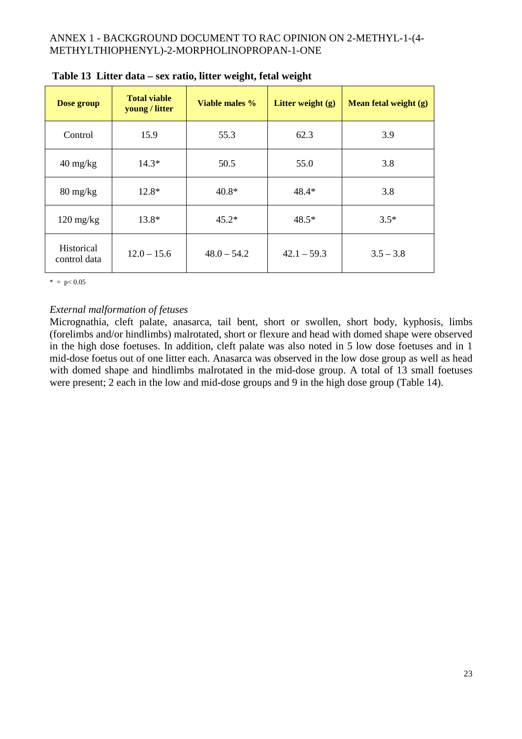**Table 13 Litter data – sex ratio, litter weight, fetal weight**

| Dose group | Total viable young / litter | Viable males % | Litter weight (g) | Mean fetal weight (g) |
|---|---|---|---|---|
| Control | 15.9 | 55.3 | 62.3 | 3.9 |
| 40 mg/kg | 14.3* | 50.5 | 55.0 | 3.8 |
| 80 mg/kg | 12.8* | 40.8* | 48.4* | 3.8 |
| 120 mg/kg | 13.8* | 45.2* | 48.5* | 3.5* |
| Historical control data | 12.0 – 15.6 | 48.0 – 54.2 | 42.1 – 59.3 | 3.5 – 3.8 |

* = $p < 0.05$

*External malformation of fetuses*

Micrognathia, cleft palate, anasarca, tail bent, short or swollen, short body, kyphosis, limbs (forelimbs and/or hindlimbs) malrotated, short or flexure and head with domed shape were observed in the high dose foetuses. In addition, cleft palate was also noted in 5 low dose foetuses and in 1 mid-dose foetus out of one litter each. Anasarca was observed in the low dose group as well as head with domed shape and hindlimbs malrotated in the mid-dose group. A total of 13 small foetuses were present; 2 each in the low and mid-dose groups and 9 in the high dose group (Table 14).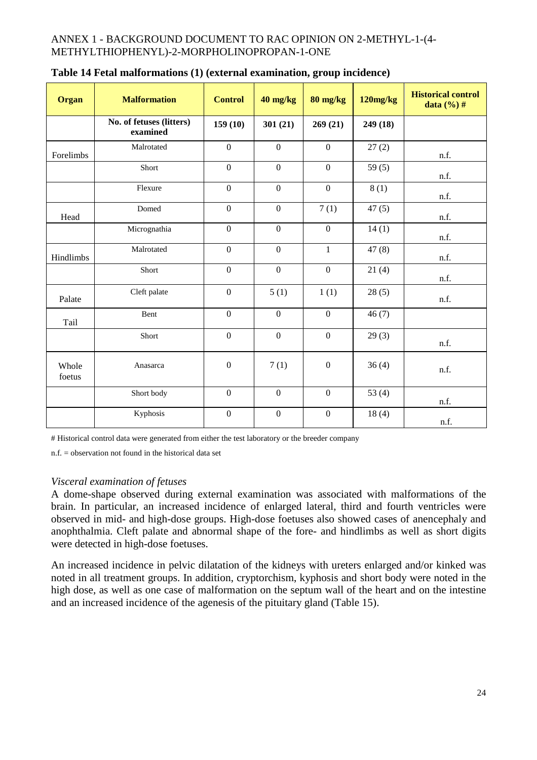Table 14 Fetal malformations (1) (external examination, group incidence)

| Organ | Malformation | Control | 40 mg/kg | 80 mg/kg | 120mg/kg | Historical control data (%) # |
|---|---|---|---|---|---|---|
| | No. of fetuses (litters) examined | 159 (10) | 301 (21) | 269 (21) | 249 (18) | |
| Forelimbs | Malrotated | 0 | 0 | 0 | 27 (2) | n.f. |
| | Short | 0 | 0 | 0 | 59 (5) | n.f. |
| | Flexure | 0 | 0 | 0 | 8 (1) | n.f. |
| Head | Domed | 0 | 0 | 7 (1) | 47 (5) | n.f. |
| | Micrognathia | 0 | 0 | 0 | 14 (1) | n.f. |
| Hindlimbs | Malrotated | 0 | 0 | 1 | 47 (8) | n.f. |
| | Short | 0 | 0 | 0 | 21 (4) | n.f. |
| Palate | Cleft palate | 0 | 5 (1) | 1 (1) | 28 (5) | n.f. |
| Tail | Bent | 0 | 0 | 0 | 46 (7) | |
| | Short | 0 | 0 | 0 | 29 (3) | n.f. |
| Whole foetus | Anasarca | 0 | 7 (1) | 0 | 36 (4) | n.f. |
| | Short body | 0 | 0 | 0 | 53 (4) | n.f. |
| | Kyphosis | 0 | 0 | 0 | 18 (4) | n.f. |

# Historical control data were generated from either the test laboratory or the breeder company

n.f. = observation not found in the historical data set

*Visceral examination of fetuses*

A dome-shape observed during external examination was associated with malformations of the brain. In particular, an increased incidence of enlarged lateral, third and fourth ventricles were observed in mid- and high-dose groups. High-dose foetuses also showed cases of anencephaly and anophthalmia. Cleft palate and abnormal shape of the fore- and hindlimbs as well as short digits were detected in high-dose foetuses.

An increased incidence in pelvic dilatation of the kidneys with ureters enlarged and/or kinked was noted in all treatment groups. In addition, cryptorchism, kyphosis and short body were noted in the high dose, as well as one case of malformation on the septum wall of the heart and on the intestine and an increased incidence of the agenesis of the pituitary gland (Table 15).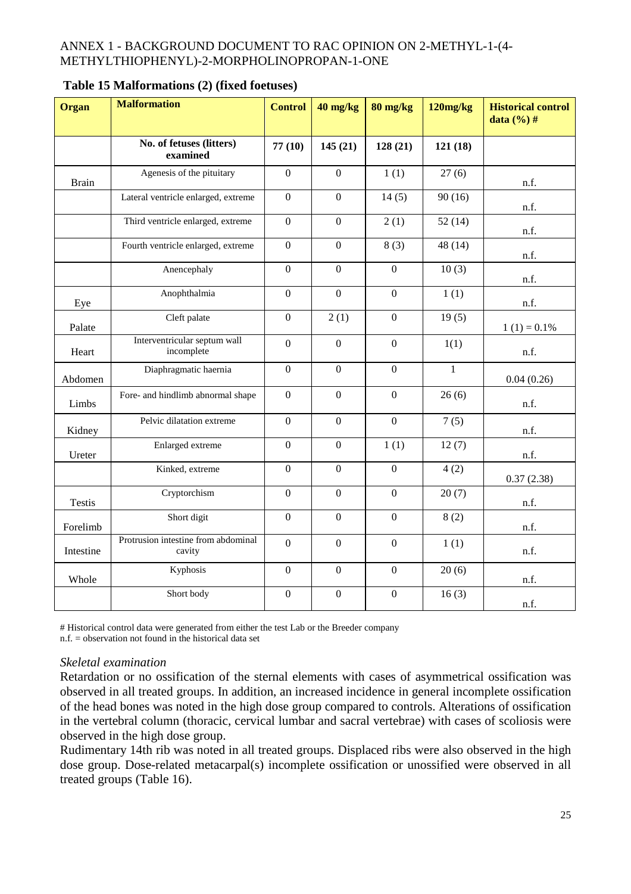**Table 15 Malformations (2) (fixed foetuses)**

| Organ | Malformation | Control | 40 mg/kg | 80 mg/kg | 120mg/kg | Historical control data (%) # |
|---|---|---|---|---|---|---|
| | No. of fetuses (litters) examined | 77 (10) | 145 (21) | 128 (21) | 121 (18) | |
| Brain | Agenesis of the pituitary | 0 | 0 | 1 (1) | 27 (6) | n.f. |
| | Lateral ventricle enlarged, extreme | 0 | 0 | 14 (5) | 90 (16) | n.f. |
| | Third ventricle enlarged, extreme | 0 | 0 | 2 (1) | 52 (14) | n.f. |
| | Fourth ventricle enlarged, extreme | 0 | 0 | 8 (3) | 48 (14) | n.f. |
| | Anencephaly | 0 | 0 | 0 | 10 (3) | n.f. |
| Eye | Anophthalmia | 0 | 0 | 0 | 1 (1) | n.f. |
| Palate | Cleft palate | 0 | 2 (1) | 0 | 19 (5) | 1 (1) = 0.1% |
| Heart | Interventricular septum wall incomplete | 0 | 0 | 0 | 1(1) | n.f. |
| Abdomen | Diaphragmatic haernia | 0 | 0 | 0 | 1 | 0.04 (0.26) |
| Limbs | Fore- and hindlimb abnormal shape | 0 | 0 | 0 | 26 (6) | n.f. |
| Kidney | Pelvic dilatation extreme | 0 | 0 | 0 | 7 (5) | n.f. |
| Ureter | Enlarged extreme | 0 | 0 | 1 (1) | 12 (7) | n.f. |
| | Kinked, extreme | 0 | 0 | 0 | 4 (2) | 0.37 (2.38) |
| Testis | Cryptorchism | 0 | 0 | 0 | 20 (7) | n.f. |
| Forelimb | Short digit | 0 | 0 | 0 | 8 (2) | n.f. |
| Intestine | Protrusion intestine from abdominal cavity | 0 | 0 | 0 | 1 (1) | n.f. |
| Whole | Kyphosis | 0 | 0 | 0 | 20 (6) | n.f. |
| | Short body | 0 | 0 | 0 | 16 (3) | n.f. |

# Historical control data were generated from either the test Lab or the Breeder company
n.f. = observation not found in the historical data set

*Skeletal examination*

Retardation or no ossification of the sternal elements with cases of asymmetrical ossification was observed in all treated groups. In addition, an increased incidence in general incomplete ossification of the head bones was noted in the high dose group compared to controls. Alterations of ossification in the vertebral column (thoracic, cervical lumbar and sacral vertebrae) with cases of scoliosis were observed in the high dose group.
Rudimentary 14th rib was noted in all treated groups. Displaced ribs were also observed in the high dose group. Dose-related metacarpal(s) incomplete ossification or unossified were observed in all treated groups (Table 16).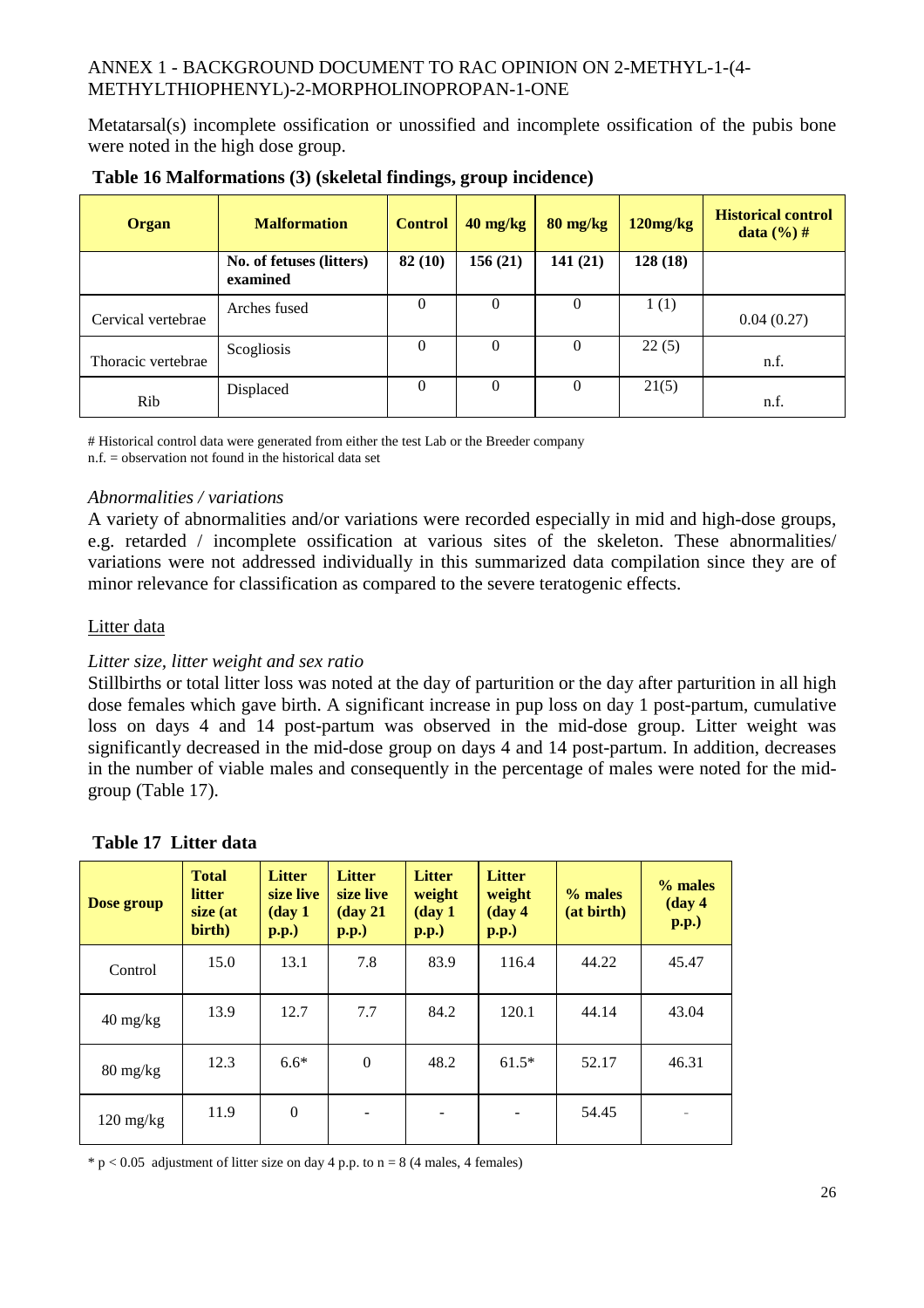Metatarsal(s) incomplete ossification or unossified and incomplete ossification of the pubis bone were noted in the high dose group.

**Table 16 Malformations (3) (skeletal findings, group incidence)**

| Organ | Malformation | Control | 40 mg/kg | 80 mg/kg | 120mg/kg | Historical control data (%) # |
|---|---|---|---|---|---|---|
| | **No. of fetuses (litters) examined** | **82 (10)** | **156 (21)** | **141 (21)** | **128 (18)** | |
| Cervical vertebrae | Arches fused | 0 | 0 | 0 | 1 (1) | 0.04 (0.27) |
| Thoracic vertebrae | Scogliosis | 0 | 0 | 0 | 22 (5) | n.f. |
| Rib | Displaced | 0 | 0 | 0 | 21(5) | n.f. |

# Historical control data were generated from either the test Lab or the Breeder company
n.f. = observation not found in the historical data set

*Abnormalities / variations*

A variety of abnormalities and/or variations were recorded especially in mid and high-dose groups, e.g. retarded / incomplete ossification at various sites of the skeleton. These abnormalities/ variations were not addressed individually in this summarized data compilation since they are of minor relevance for classification as compared to the severe teratogenic effects.

Litter data

*Litter size, litter weight and sex ratio*

Stillbirths or total litter loss was noted at the day of parturition or the day after parturition in all high dose females which gave birth. A significant increase in pup loss on day 1 post-partum, cumulative loss on days 4 and 14 post-partum was observed in the mid-dose group. Litter weight was significantly decreased in the mid-dose group on days 4 and 14 post-partum. In addition, decreases in the number of viable males and consequently in the percentage of males were noted for the mid-group (Table 17).

**Table 17 Litter data**

| Dose group | Total litter size (at birth) | Litter size live (day 1 p.p.) | Litter size live (day 21 p.p.) | Litter weight (day 1 p.p.) | Litter weight (day 4 p.p.) | % males (at birth) | % males (day 4 p.p.) |
|---|---|---|---|---|---|---|---|
| Control | 15.0 | 13.1 | 7.8 | 83.9 | 116.4 | 44.22 | 45.47 |
| 40 mg/kg | 13.9 | 12.7 | 7.7 | 84.2 | 120.1 | 44.14 | 43.04 |
| 80 mg/kg | 12.3 | 6.6* | 0 | 48.2 | 61.5* | 52.17 | 46.31 |
| 120 mg/kg | 11.9 | 0 | - | - | - | 54.45 | - |

* $p < 0.05$ adjustment of litter size on day 4 p.p. to n = 8 (4 males, 4 females)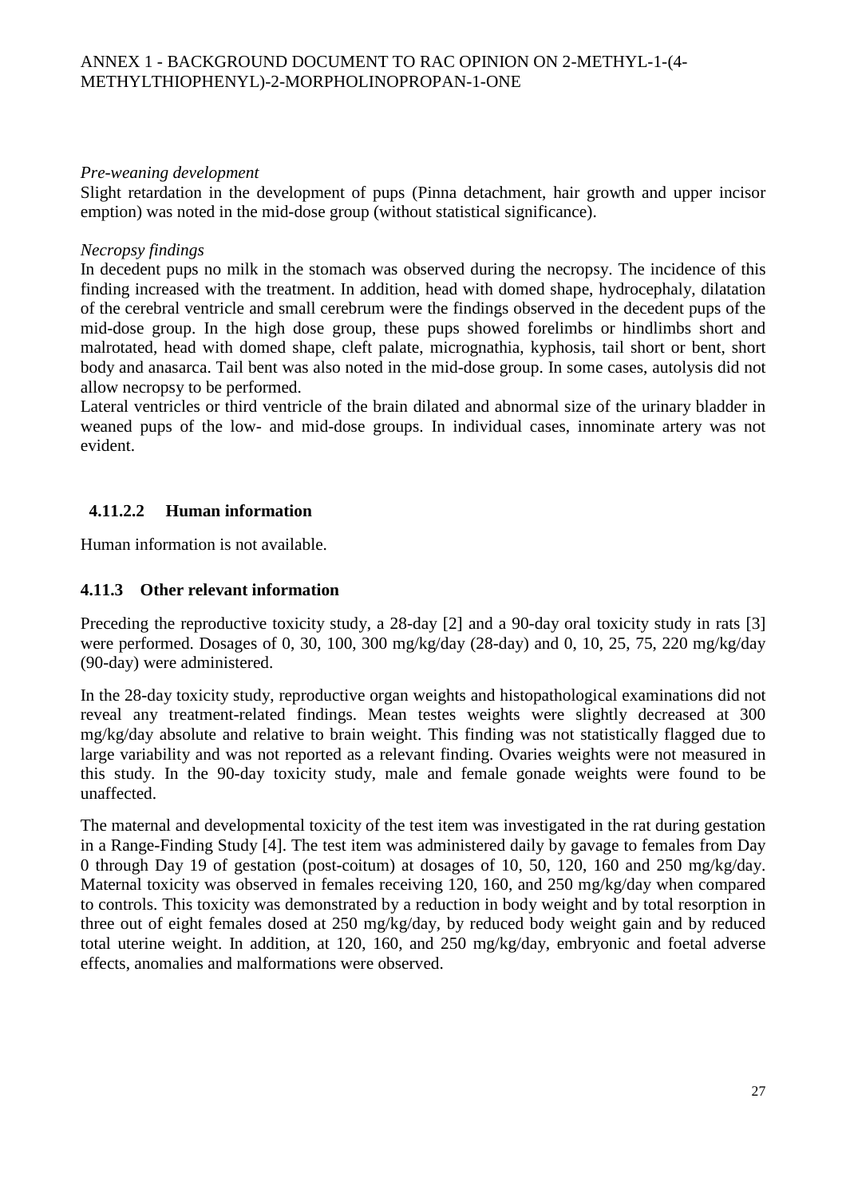*Pre-weaning development*

Slight retardation in the development of pups (Pinna detachment, hair growth and upper incisor emption) was noted in the mid-dose group (without statistical significance).

*Necropsy findings*

In decedent pups no milk in the stomach was observed during the necropsy. The incidence of this finding increased with the treatment. In addition, head with domed shape, hydrocephaly, dilatation of the cerebral ventricle and small cerebrum were the findings observed in the decedent pups of the mid-dose group. In the high dose group, these pups showed forelimbs or hindlimbs short and malrotated, head with domed shape, cleft palate, micrognathia, kyphosis, tail short or bent, short body and anasarca. Tail bent was also noted in the mid-dose group. In some cases, autolysis did not allow necropsy to be performed.

Lateral ventricles or third ventricle of the brain dilated and abnormal size of the urinary bladder in weaned pups of the low- and mid-dose groups. In individual cases, innominate artery was not evident.

#### 4.11.2.2 Human information

Human information is not available.

### 4.11.3 Other relevant information

Preceding the reproductive toxicity study, a 28-day [2] and a 90-day oral toxicity study in rats [3] were performed. Dosages of 0, 30, 100, 300 mg/kg/day (28-day) and 0, 10, 25, 75, 220 mg/kg/day (90-day) were administered.

In the 28-day toxicity study, reproductive organ weights and histopathological examinations did not reveal any treatment-related findings. Mean testes weights were slightly decreased at 300 mg/kg/day absolute and relative to brain weight. This finding was not statistically flagged due to large variability and was not reported as a relevant finding. Ovaries weights were not measured in this study. In the 90-day toxicity study, male and female gonade weights were found to be unaffected.

The maternal and developmental toxicity of the test item was investigated in the rat during gestation in a Range-Finding Study [4]. The test item was administered daily by gavage to females from Day 0 through Day 19 of gestation (post-coitum) at dosages of 10, 50, 120, 160 and 250 mg/kg/day. Maternal toxicity was observed in females receiving 120, 160, and 250 mg/kg/day when compared to controls. This toxicity was demonstrated by a reduction in body weight and by total resorption in three out of eight females dosed at 250 mg/kg/day, by reduced body weight gain and by reduced total uterine weight. In addition, at 120, 160, and 250 mg/kg/day, embryonic and foetal adverse effects, anomalies and malformations were observed.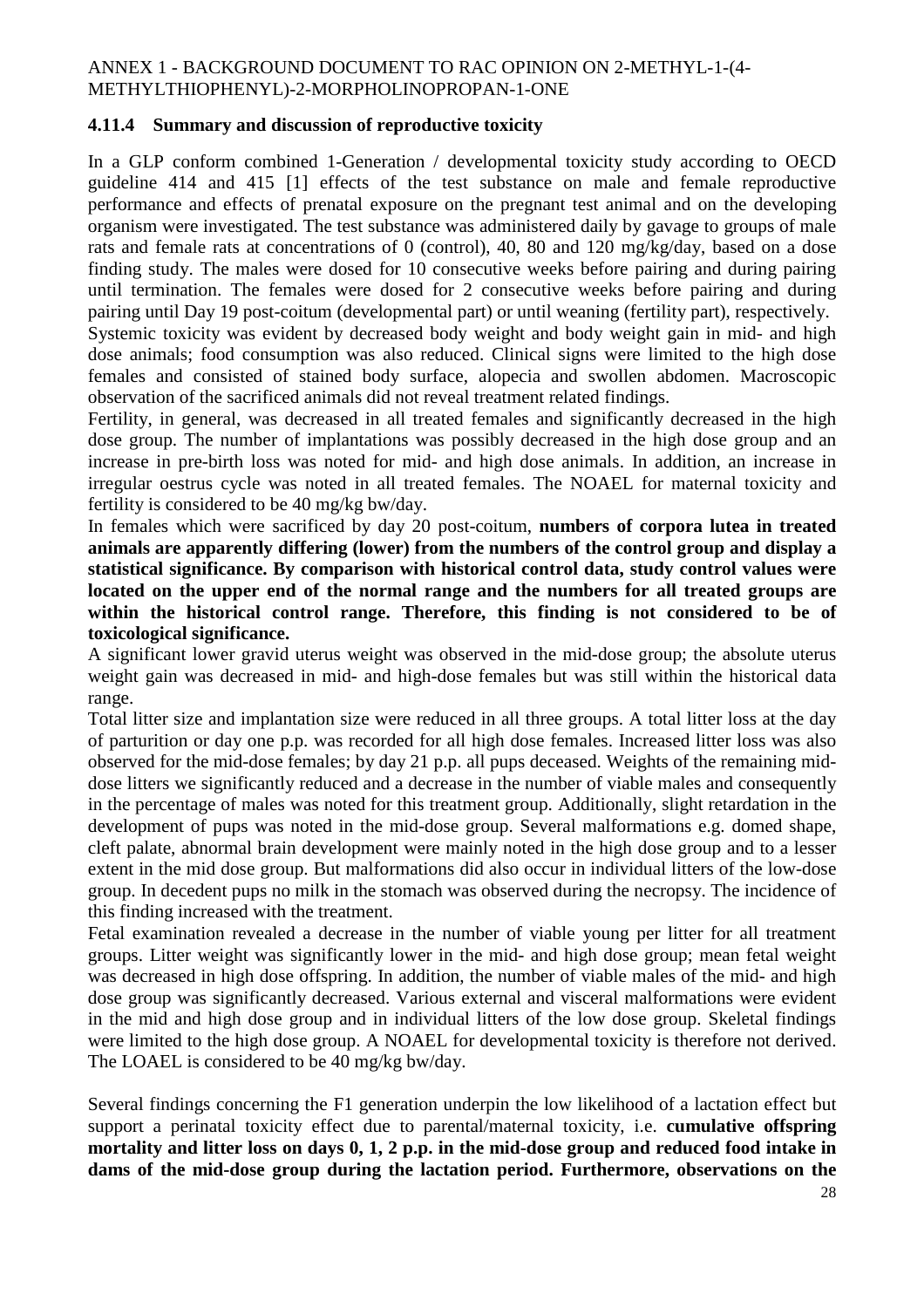### 4.11.4 Summary and discussion of reproductive toxicity

In a GLP conform combined 1-Generation / developmental toxicity study according to OECD guideline 414 and 415 [1] effects of the test substance on male and female reproductive performance and effects of prenatal exposure on the pregnant test animal and on the developing organism were investigated. The test substance was administered daily by gavage to groups of male rats and female rats at concentrations of 0 (control), 40, 80 and 120 mg/kg/day, based on a dose finding study. The males were dosed for 10 consecutive weeks before pairing and during pairing until termination. The females were dosed for 2 consecutive weeks before pairing and during pairing until Day 19 post-coitum (developmental part) or until weaning (fertility part), respectively.
Systemic toxicity was evident by decreased body weight and body weight gain in mid- and high dose animals; food consumption was also reduced. Clinical signs were limited to the high dose females and consisted of stained body surface, alopecia and swollen abdomen. Macroscopic observation of the sacrificed animals did not reveal treatment related findings.
Fertility, in general, was decreased in all treated females and significantly decreased in the high dose group. The number of implantations was possibly decreased in the high dose group and an increase in pre-birth loss was noted for mid- and high dose animals. In addition, an increase in irregular oestrus cycle was noted in all treated females. The NOAEL for maternal toxicity and fertility is considered to be 40 mg/kg bw/day.
In females which were sacrificed by day 20 post-coitum, **numbers of corpora lutea in treated animals are apparently differing (lower) from the numbers of the control group and display a statistical significance. By comparison with historical control data, study control values were located on the upper end of the normal range and the numbers for all treated groups are within the historical control range. Therefore, this finding is not considered to be of toxicological significance.**
A significant lower gravid uterus weight was observed in the mid-dose group; the absolute uterus weight gain was decreased in mid- and high-dose females but was still within the historical data range.
Total litter size and implantation size were reduced in all three groups. A total litter loss at the day of parturition or day one p.p. was recorded for all high dose females. Increased litter loss was also observed for the mid-dose females; by day 21 p.p. all pups deceased. Weights of the remaining mid-dose litters we significantly reduced and a decrease in the number of viable males and consequently in the percentage of males was noted for this treatment group. Additionally, slight retardation in the development of pups was noted in the mid-dose group. Several malformations e.g. domed shape, cleft palate, abnormal brain development were mainly noted in the high dose group and to a lesser extent in the mid dose group. But malformations did also occur in individual litters of the low-dose group. In decedent pups no milk in the stomach was observed during the necropsy. The incidence of this finding increased with the treatment.
Fetal examination revealed a decrease in the number of viable young per litter for all treatment groups. Litter weight was significantly lower in the mid- and high dose group; mean fetal weight was decreased in high dose offspring. In addition, the number of viable males of the mid- and high dose group was significantly decreased. Various external and visceral malformations were evident in the mid and high dose group and in individual litters of the low dose group. Skeletal findings were limited to the high dose group. A NOAEL for developmental toxicity is therefore not derived. The LOAEL is considered to be 40 mg/kg bw/day.

Several findings concerning the F1 generation underpin the low likelihood of a lactation effect but support a perinatal toxicity effect due to parental/maternal toxicity, i.e. **cumulative offspring mortality and litter loss on days 0, 1, 2 p.p. in the mid-dose group and reduced food intake in dams of the mid-dose group during the lactation period. Furthermore, observations on the**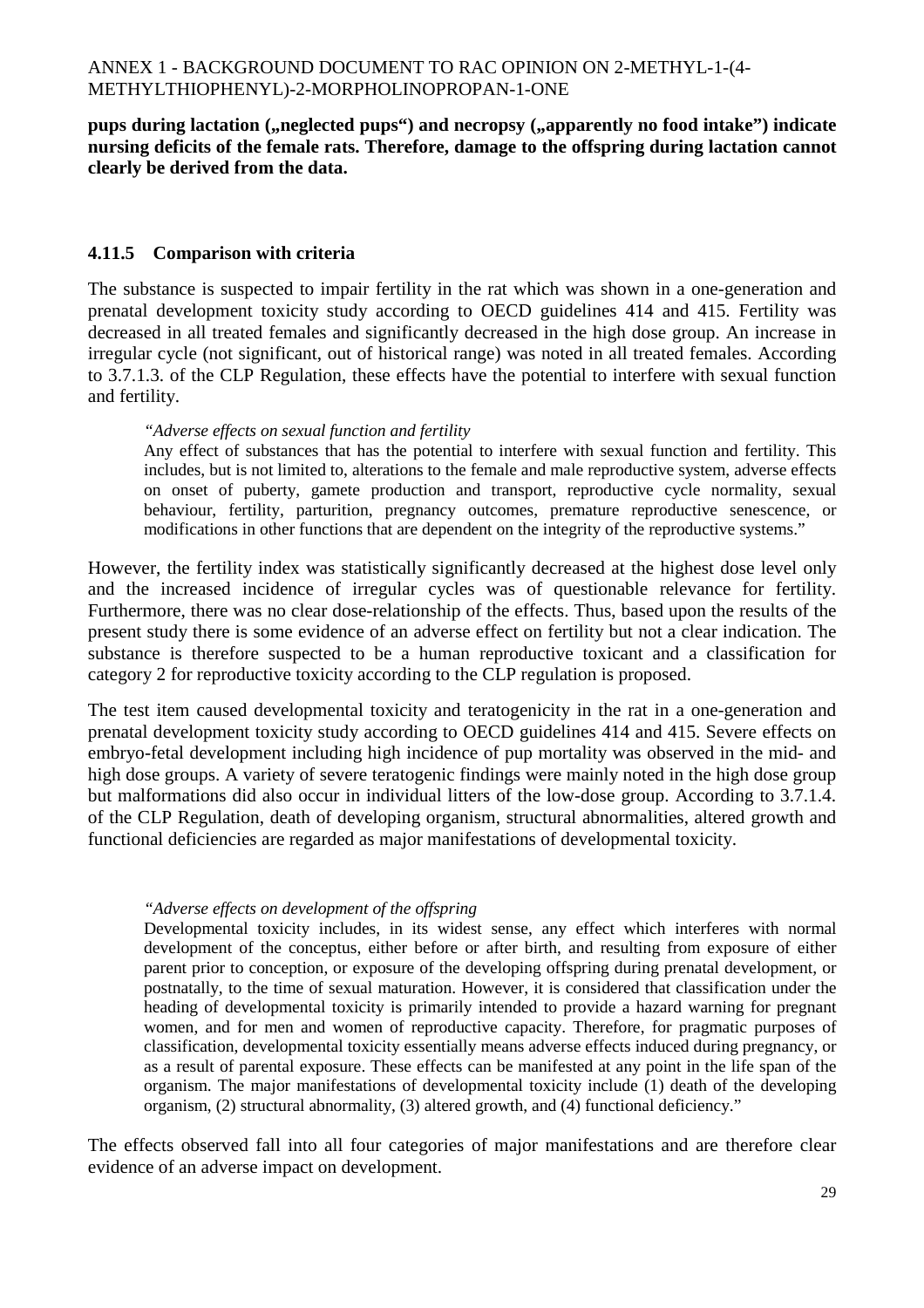**pups during lactation („neglected pups“) and necropsy („apparently no food intake”) indicate nursing deficits of the female rats. Therefore, damage to the offspring during lactation cannot clearly be derived from the data.**

### 4.11.5 Comparison with criteria

The substance is suspected to impair fertility in the rat which was shown in a one-generation and prenatal development toxicity study according to OECD guidelines 414 and 415. Fertility was decreased in all treated females and significantly decreased in the high dose group. An increase in irregular cycle (not significant, out of historical range) was noted in all treated females. According to 3.7.1.3. of the CLP Regulation, these effects have the potential to interfere with sexual function and fertility.

> *“Adverse effects on sexual function and fertility*
>
> Any effect of substances that has the potential to interfere with sexual function and fertility. This includes, but is not limited to, alterations to the female and male reproductive system, adverse effects on onset of puberty, gamete production and transport, reproductive cycle normality, sexual behaviour, fertility, parturition, pregnancy outcomes, premature reproductive senescence, or modifications in other functions that are dependent on the integrity of the reproductive systems.”

However, the fertility index was statistically significantly decreased at the highest dose level only and the increased incidence of irregular cycles was of questionable relevance for fertility. Furthermore, there was no clear dose-relationship of the effects. Thus, based upon the results of the present study there is some evidence of an adverse effect on fertility but not a clear indication. The substance is therefore suspected to be a human reproductive toxicant and a classification for category 2 for reproductive toxicity according to the CLP regulation is proposed.

The test item caused developmental toxicity and teratogenicity in the rat in a one-generation and prenatal development toxicity study according to OECD guidelines 414 and 415. Severe effects on embryo-fetal development including high incidence of pup mortality was observed in the mid- and high dose groups. A variety of severe teratogenic findings were mainly noted in the high dose group but malformations did also occur in individual litters of the low-dose group. According to 3.7.1.4. of the CLP Regulation, death of developing organism, structural abnormalities, altered growth and functional deficiencies are regarded as major manifestations of developmental toxicity.

> *“Adverse effects on development of the offspring*
>
> Developmental toxicity includes, in its widest sense, any effect which interferes with normal development of the conceptus, either before or after birth, and resulting from exposure of either parent prior to conception, or exposure of the developing offspring during prenatal development, or postnatally, to the time of sexual maturation. However, it is considered that classification under the heading of developmental toxicity is primarily intended to provide a hazard warning for pregnant women, and for men and women of reproductive capacity. Therefore, for pragmatic purposes of classification, developmental toxicity essentially means adverse effects induced during pregnancy, or as a result of parental exposure. These effects can be manifested at any point in the life span of the organism. The major manifestations of developmental toxicity include (1) death of the developing organism, (2) structural abnormality, (3) altered growth, and (4) functional deficiency.”

The effects observed fall into all four categories of major manifestations and are therefore clear evidence of an adverse impact on development.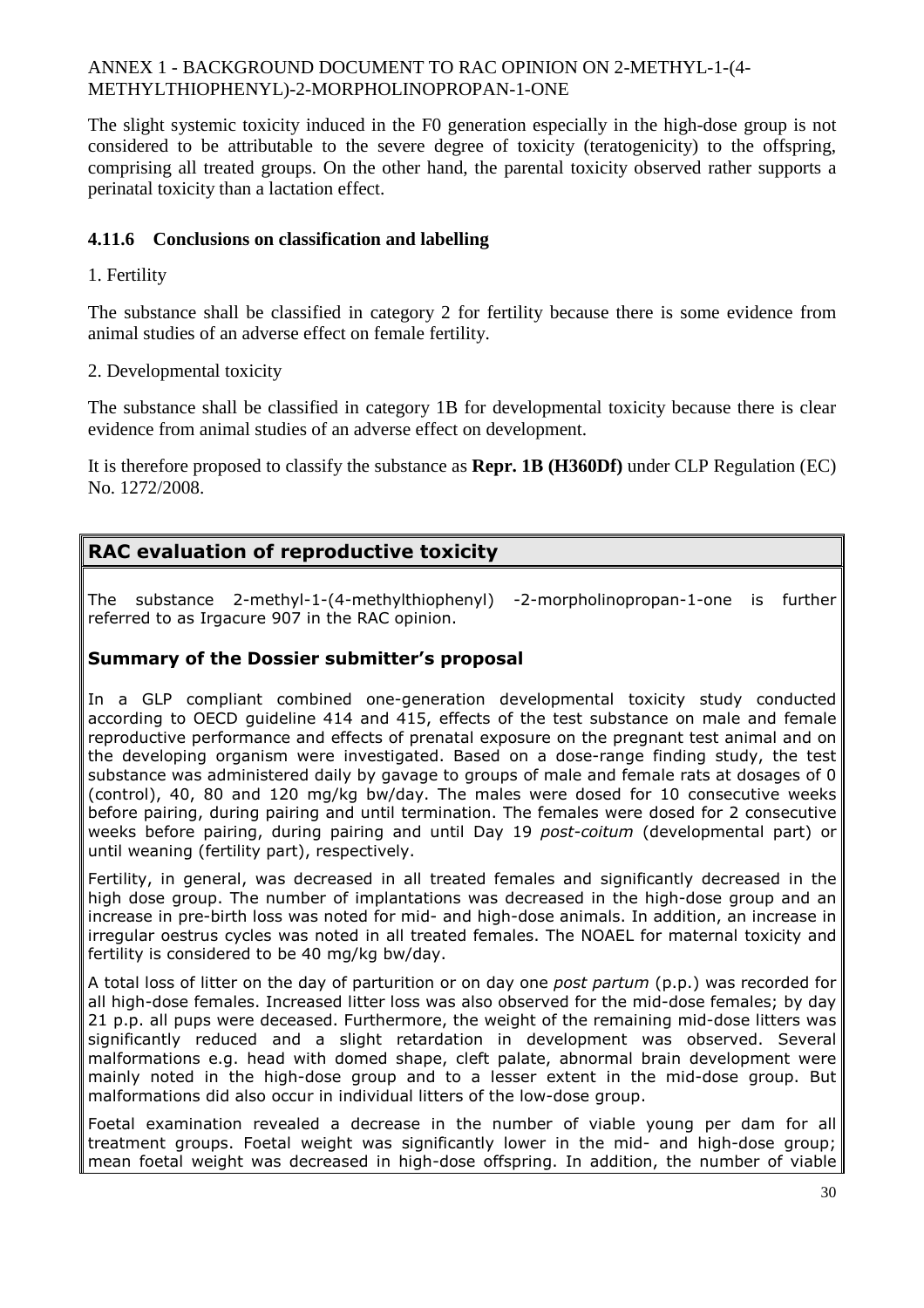The slight systemic toxicity induced in the F0 generation especially in the high-dose group is not considered to be attributable to the severe degree of toxicity (teratogenicity) to the offspring, comprising all treated groups. On the other hand, the parental toxicity observed rather supports a perinatal toxicity than a lactation effect.

### 4.11.6 Conclusions on classification and labelling

1. Fertility

The substance shall be classified in category 2 for fertility because there is some evidence from animal studies of an adverse effect on female fertility.

2. Developmental toxicity

The substance shall be classified in category 1B for developmental toxicity because there is clear evidence from animal studies of an adverse effect on development.

It is therefore proposed to classify the substance as **Repr. 1B (H360Df)** under CLP Regulation (EC) No. 1272/2008.

## RAC evaluation of reproductive toxicity

The substance 2-methyl-1-(4-methylthiophenyl) -2-morpholinopropan-1-one is further referred to as Irgacure 907 in the RAC opinion.

### Summary of the Dossier submitter's proposal

In a GLP compliant combined one-generation developmental toxicity study conducted according to OECD guideline 414 and 415, effects of the test substance on male and female reproductive performance and effects of prenatal exposure on the pregnant test animal and on the developing organism were investigated. Based on a dose-range finding study, the test substance was administered daily by gavage to groups of male and female rats at dosages of 0 (control), 40, 80 and 120 mg/kg bw/day. The males were dosed for 10 consecutive weeks before pairing, during pairing and until termination. The females were dosed for 2 consecutive weeks before pairing, during pairing and until Day 19 *post-coitum* (developmental part) or until weaning (fertility part), respectively.

Fertility, in general, was decreased in all treated females and significantly decreased in the high dose group. The number of implantations was decreased in the high-dose group and an increase in pre-birth loss was noted for mid- and high-dose animals. In addition, an increase in irregular oestrus cycles was noted in all treated females. The NOAEL for maternal toxicity and fertility is considered to be 40 mg/kg bw/day.

A total loss of litter on the day of parturition or on day one *post partum* (p.p.) was recorded for all high-dose females. Increased litter loss was also observed for the mid-dose females; by day 21 p.p. all pups were deceased. Furthermore, the weight of the remaining mid-dose litters was significantly reduced and a slight retardation in development was observed. Several malformations e.g. head with domed shape, cleft palate, abnormal brain development were mainly noted in the high-dose group and to a lesser extent in the mid-dose group. But malformations did also occur in individual litters of the low-dose group.

Foetal examination revealed a decrease in the number of viable young per dam for all treatment groups. Foetal weight was significantly lower in the mid- and high-dose group; mean foetal weight was decreased in high-dose offspring. In addition, the number of viable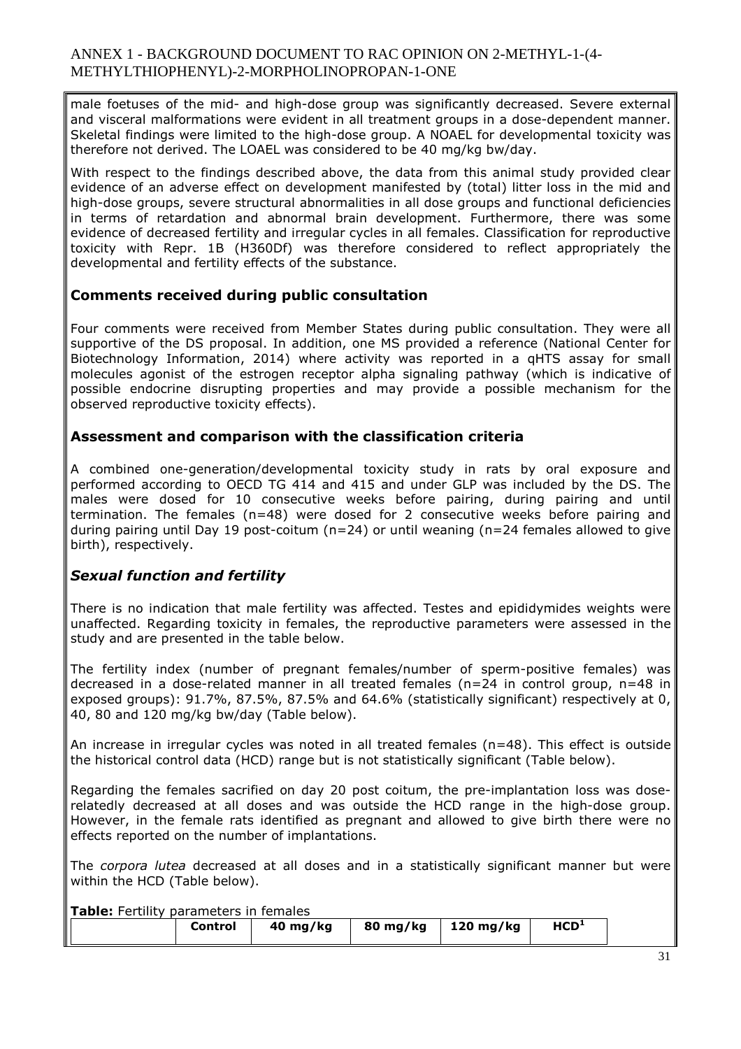male foetuses of the mid- and high-dose group was significantly decreased. Severe external and visceral malformations were evident in all treatment groups in a dose-dependent manner. Skeletal findings were limited to the high-dose group. A NOAEL for developmental toxicity was therefore not derived. The LOAEL was considered to be 40 mg/kg bw/day.

With respect to the findings described above, the data from this animal study provided clear evidence of an adverse effect on development manifested by (total) litter loss in the mid and high-dose groups, severe structural abnormalities in all dose groups and functional deficiencies in terms of retardation and abnormal brain development. Furthermore, there was some evidence of decreased fertility and irregular cycles in all females. Classification for reproductive toxicity with Repr. 1B (H360Df) was therefore considered to reflect appropriately the developmental and fertility effects of the substance.

## Comments received during public consultation

Four comments were received from Member States during public consultation. They were all supportive of the DS proposal. In addition, one MS provided a reference (National Center for Biotechnology Information, 2014) where activity was reported in a qHTS assay for small molecules agonist of the estrogen receptor alpha signaling pathway (which is indicative of possible endocrine disrupting properties and may provide a possible mechanism for the observed reproductive toxicity effects).

## Assessment and comparison with the classification criteria

A combined one-generation/developmental toxicity study in rats by oral exposure and performed according to OECD TG 414 and 415 and under GLP was included by the DS. The males were dosed for 10 consecutive weeks before pairing, during pairing and until termination. The females (n=48) were dosed for 2 consecutive weeks before pairing and during pairing until Day 19 post-coitum (n=24) or until weaning (n=24 females allowed to give birth), respectively.

### *Sexual function and fertility*

There is no indication that male fertility was affected. Testes and epididymides weights were unaffected. Regarding toxicity in females, the reproductive parameters were assessed in the study and are presented in the table below.

The fertility index (number of pregnant females/number of sperm-positive females) was decreased in a dose-related manner in all treated females (n=24 in control group, n=48 in exposed groups): 91.7%, 87.5%, 87.5% and 64.6% (statistically significant) respectively at 0, 40, 80 and 120 mg/kg bw/day (Table below).

An increase in irregular cycles was noted in all treated females (n=48). This effect is outside the historical control data (HCD) range but is not statistically significant (Table below).

Regarding the females sacrified on day 20 post coitum, the pre-implantation loss was dose-relatedly decreased at all doses and was outside the HCD range in the high-dose group. However, in the female rats identified as pregnant and allowed to give birth there were no effects reported on the number of implantations.

The *corpora lutea* decreased at all doses and in a statistically significant manner but were within the HCD (Table below).

**Table:** Fertility parameters in females

| | Control | 40 mg/kg | 80 mg/kg | 120 mg/kg | HCD[1] |
|---|---|---|---|---|---|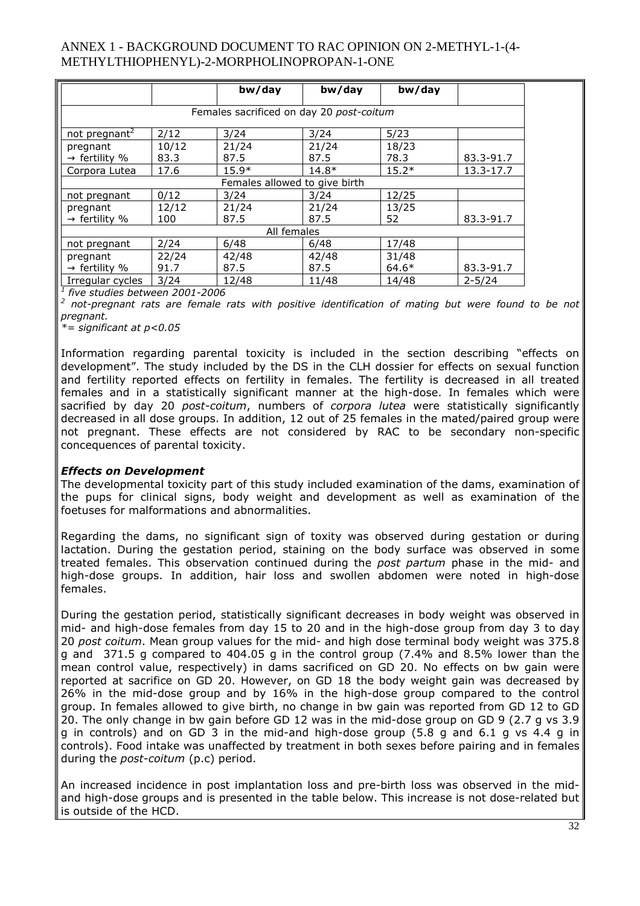| | | bw/day | bw/day | bw/day | |
|---|---|---|---|---|---|
| Females sacrificed on day 20 *post-coitum* | | | | | |
| not pregnant[2] | 2/12 | 3/24 | 3/24 | 5/23 | |
| pregnant<br>→ fertility % | 10/12<br>83.3 | 21/24<br>87.5 | 21/24<br>87.5 | 18/23<br>78.3 | <br>83.3-91.7 |
| Corpora Lutea | 17.6 | 15.9* | 14.8* | 15.2* | 13.3-17.7 |
| Females allowed to give birth | | | | | |
| not pregnant | 0/12 | 3/24 | 3/24 | 12/25 | |
| pregnant<br>→ fertility % | 12/12<br>100 | 21/24<br>87.5 | 21/24<br>87.5 | 13/25<br>52 | <br>83.3-91.7 |
| All females | | | | | |
| not pregnant | 2/24 | 6/48 | 6/48 | 17/48 | |
| pregnant<br>→ fertility % | 22/24<br>91.7 | 42/48<br>87.5 | 42/48<br>87.5 | 31/48<br>64.6* | <br>83.3-91.7 |
| Irregular cycles | 3/24 | 12/48 | 11/48 | 14/48 | 2-5/24 |

[1] *five studies between 2001-2006*

[2] *not-pregnant rats are female rats with positive identification of mating but were found to be not pregnant.*

*\*= significant at p<0.05*

Information regarding parental toxicity is included in the section describing "effects on development". The study included by the DS in the CLH dossier for effects on sexual function and fertility reported effects on fertility in females. The fertility is decreased in all treated females and in a statistically significant manner at the high-dose. In females which were sacrified by day 20 *post-coitum*, numbers of *corpora lutea* were statistically significantly decreased in all dose groups. In addition, 12 out of 25 females in the mated/paired group were not pregnant. These effects are not considered by RAC to be secondary non-specific concequences of parental toxicity.

### *Effects on Development*

The developmental toxicity part of this study included examination of the dams, examination of the pups for clinical signs, body weight and development as well as examination of the foetuses for malformations and abnormalities.

Regarding the dams, no significant sign of toxity was observed during gestation or during lactation. During the gestation period, staining on the body surface was observed in some treated females. This observation continued during the *post partum* phase in the mid- and high-dose groups. In addition, hair loss and swollen abdomen were noted in high-dose females.

During the gestation period, statistically significant decreases in body weight was observed in mid- and high-dose females from day 15 to 20 and in the high-dose group from day 3 to day 20 *post coitum*. Mean group values for the mid- and high dose terminal body weight was 375.8 g and 371.5 g compared to 404.05 g in the control group (7.4% and 8.5% lower than the mean control value, respectively) in dams sacrificed on GD 20. No effects on bw gain were reported at sacrifice on GD 20. However, on GD 18 the body weight gain was decreased by 26% in the mid-dose group and by 16% in the high-dose group compared to the control group. In females allowed to give birth, no change in bw gain was reported from GD 12 to GD 20. The only change in bw gain before GD 12 was in the mid-dose group on GD 9 (2.7 g vs 3.9 g in controls) and on GD 3 in the mid-and high-dose group (5.8 g and 6.1 g vs 4.4 g in controls). Food intake was unaffected by treatment in both sexes before pairing and in females during the *post-coitum* (p.c) period.

An increased incidence in post implantation loss and pre-birth loss was observed in the mid- and high-dose groups and is presented in the table below. This increase is not dose-related but is outside of the HCD.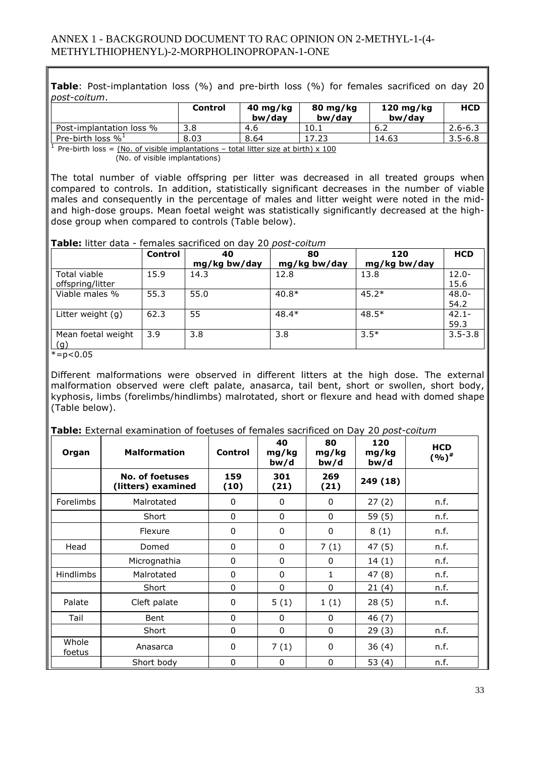**Table**: Post-implantation loss (%) and pre-birth loss (%) for females sacrificed on day 20 *post-coitum*.

| | Control | 40 mg/kg bw/day | 80 mg/kg bw/day | 120 mg/kg bw/day | HCD |
|---|---|---|---|---|---|
| Post-implantation loss % | 3.8 | 4.6 | 10.1 | 6.2 | 2.6-6.3 |
| Pre-birth loss %[1] | 8.03 | 8.64 | 17.23 | 14.63 | 3.5-6.8 |

[1] Pre-birth loss = (No. of visible implantations – total litter size at birth) x 100 / (No. of visible implantations)

The total number of viable offspring per litter was decreased in all treated groups when compared to controls. In addition, statistically significant decreases in the number of viable males and consequently in the percentage of males and litter weight were noted in the mid- and high-dose groups. Mean foetal weight was statistically significantly decreased at the high-dose group when compared to controls (Table below).

**Table:** litter data - females sacrificed on day 20 *post-coitum*

| | Control | 40 mg/kg bw/day | 80 mg/kg bw/day | 120 mg/kg bw/day | HCD |
|---|---|---|---|---|---|
| Total viable offspring/litter | 15.9 | 14.3 | 12.8 | 13.8 | 12.0-15.6 |
| Viable males % | 55.3 | 55.0 | 40.8* | 45.2* | 48.0-54.2 |
| Litter weight (g) | 62.3 | 55 | 48.4* | 48.5* | 42.1-59.3 |
| Mean foetal weight (g) | 3.9 | 3.8 | 3.8 | 3.5* | 3.5-3.8 |

*=p<0.05

Different malformations were observed in different litters at the high dose. The external malformation observed were cleft palate, anasarca, tail bent, short or swollen, short body, kyphosis, limbs (forelimbs/hindlimbs) malrotated, short or flexure and head with domed shape (Table below).

**Table:** External examination of foetuses of females sacrificed on Day 20 *post-coitum*

| Organ | Malformation | Control | 40 mg/kg bw/d | 80 mg/kg bw/d | 120 mg/kg bw/d | HCD (%)[#] |
|---|---|---|---|---|---|---|
| | **No. of foetuses (litters) examined** | **159 (10)** | **301 (21)** | **269 (21)** | **249 (18)** | |
| Forelimbs | Malrotated | 0 | 0 | 0 | 27 (2) | n.f. |
| | Short | 0 | 0 | 0 | 59 (5) | n.f. |
| | Flexure | 0 | 0 | 0 | 8 (1) | n.f. |
| Head | Domed | 0 | 0 | 7 (1) | 47 (5) | n.f. |
| | Micrognathia | 0 | 0 | 0 | 14 (1) | n.f. |
| Hindlimbs | Malrotated | 0 | 0 | 1 | 47 (8) | n.f. |
| | Short | 0 | 0 | 0 | 21 (4) | n.f. |
| Palate | Cleft palate | 0 | 5 (1) | 1 (1) | 28 (5) | n.f. |
| Tail | Bent | 0 | 0 | 0 | 46 (7) | |
| | Short | 0 | 0 | 0 | 29 (3) | n.f. |
| Whole foetus | Anasarca | 0 | 7 (1) | 0 | 36 (4) | n.f. |
| | Short body | 0 | 0 | 0 | 53 (4) | n.f. |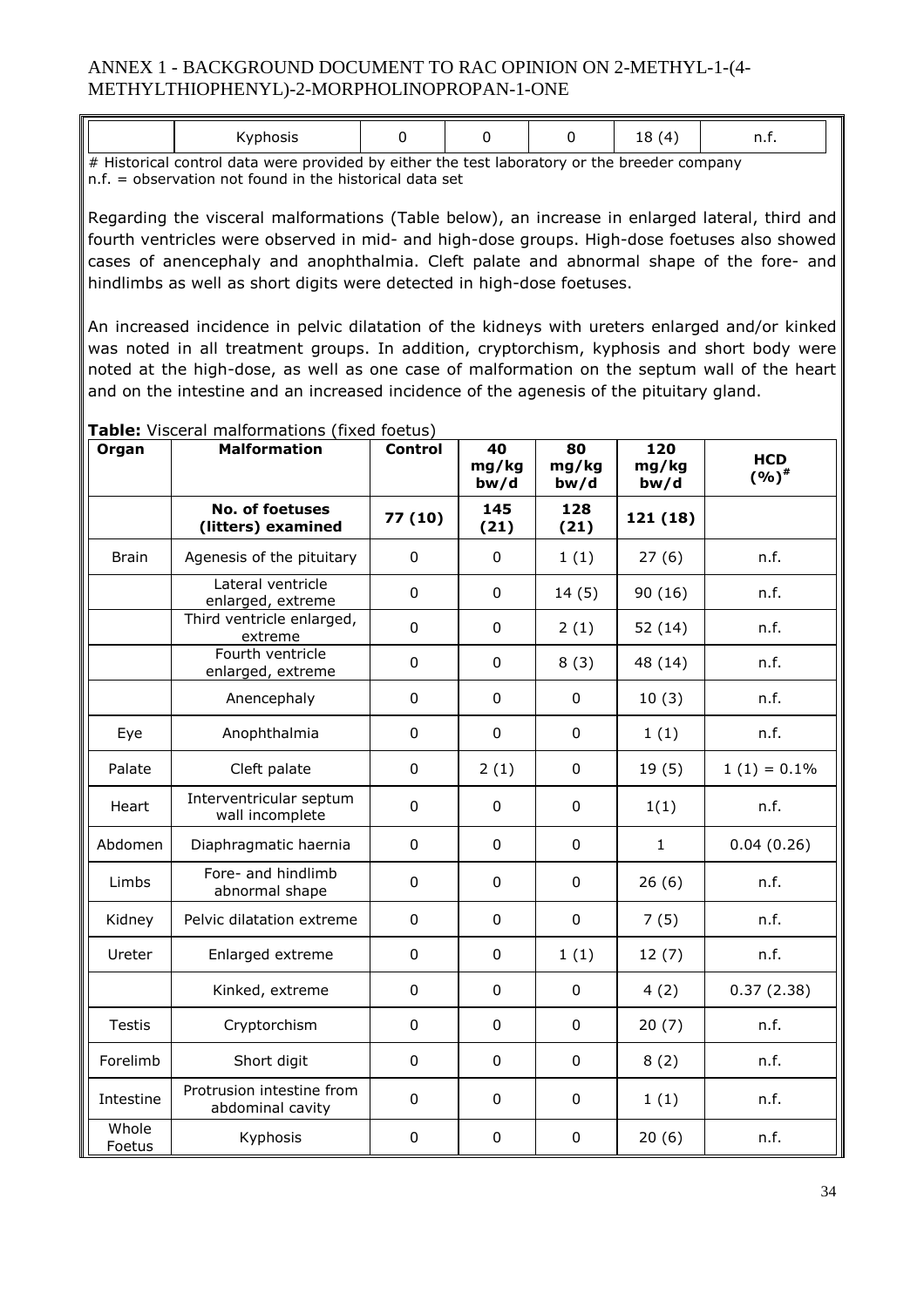|  | Kyphosis | 0 | 0 | 0 | 18 (4) | n.f. |
|---|---|---|---|---|---|---|

# Historical control data were provided by either the test laboratory or the breeder company
n.f. = observation not found in the historical data set

Regarding the visceral malformations (Table below), an increase in enlarged lateral, third and fourth ventricles were observed in mid- and high-dose groups. High-dose foetuses also showed cases of anencephaly and anophthalmia. Cleft palate and abnormal shape of the fore- and hindlimbs as well as short digits were detected in high-dose foetuses.

An increased incidence in pelvic dilatation of the kidneys with ureters enlarged and/or kinked was noted in all treatment groups. In addition, cryptorchism, kyphosis and short body were noted at the high-dose, as well as one case of malformation on the septum wall of the heart and on the intestine and an increased incidence of the agenesis of the pituitary gland.

**Table:** Visceral malformations (fixed foetus)

| Organ | Malformation | Control | 40 mg/kg bw/d | 80 mg/kg bw/d | 120 mg/kg bw/d | HCD (%)# |
|---|---|---|---|---|---|---|
|  | **No. of foetuses (litters) examined** | **77 (10)** | **145 (21)** | **128 (21)** | **121 (18)** |  |
| Brain | Agenesis of the pituitary | 0 | 0 | 1 (1) | 27 (6) | n.f. |
|  | Lateral ventricle enlarged, extreme | 0 | 0 | 14 (5) | 90 (16) | n.f. |
|  | Third ventricle enlarged, extreme | 0 | 0 | 2 (1) | 52 (14) | n.f. |
|  | Fourth ventricle enlarged, extreme | 0 | 0 | 8 (3) | 48 (14) | n.f. |
|  | Anencephaly | 0 | 0 | 0 | 10 (3) | n.f. |
| Eye | Anophthalmia | 0 | 0 | 0 | 1 (1) | n.f. |
| Palate | Cleft palate | 0 | 2 (1) | 0 | 19 (5) | 1 (1) = 0.1% |
| Heart | Interventricular septum wall incomplete | 0 | 0 | 0 | 1(1) | n.f. |
| Abdomen | Diaphragmatic haernia | 0 | 0 | 0 | 1 | 0.04 (0.26) |
| Limbs | Fore- and hindlimb abnormal shape | 0 | 0 | 0 | 26 (6) | n.f. |
| Kidney | Pelvic dilatation extreme | 0 | 0 | 0 | 7 (5) | n.f. |
| Ureter | Enlarged extreme | 0 | 0 | 1 (1) | 12 (7) | n.f. |
|  | Kinked, extreme | 0 | 0 | 0 | 4 (2) | 0.37 (2.38) |
| Testis | Cryptorchism | 0 | 0 | 0 | 20 (7) | n.f. |
| Forelimb | Short digit | 0 | 0 | 0 | 8 (2) | n.f. |
| Intestine | Protrusion intestine from abdominal cavity | 0 | 0 | 0 | 1 (1) | n.f. |
| Whole Foetus | Kyphosis | 0 | 0 | 0 | 20 (6) | n.f. |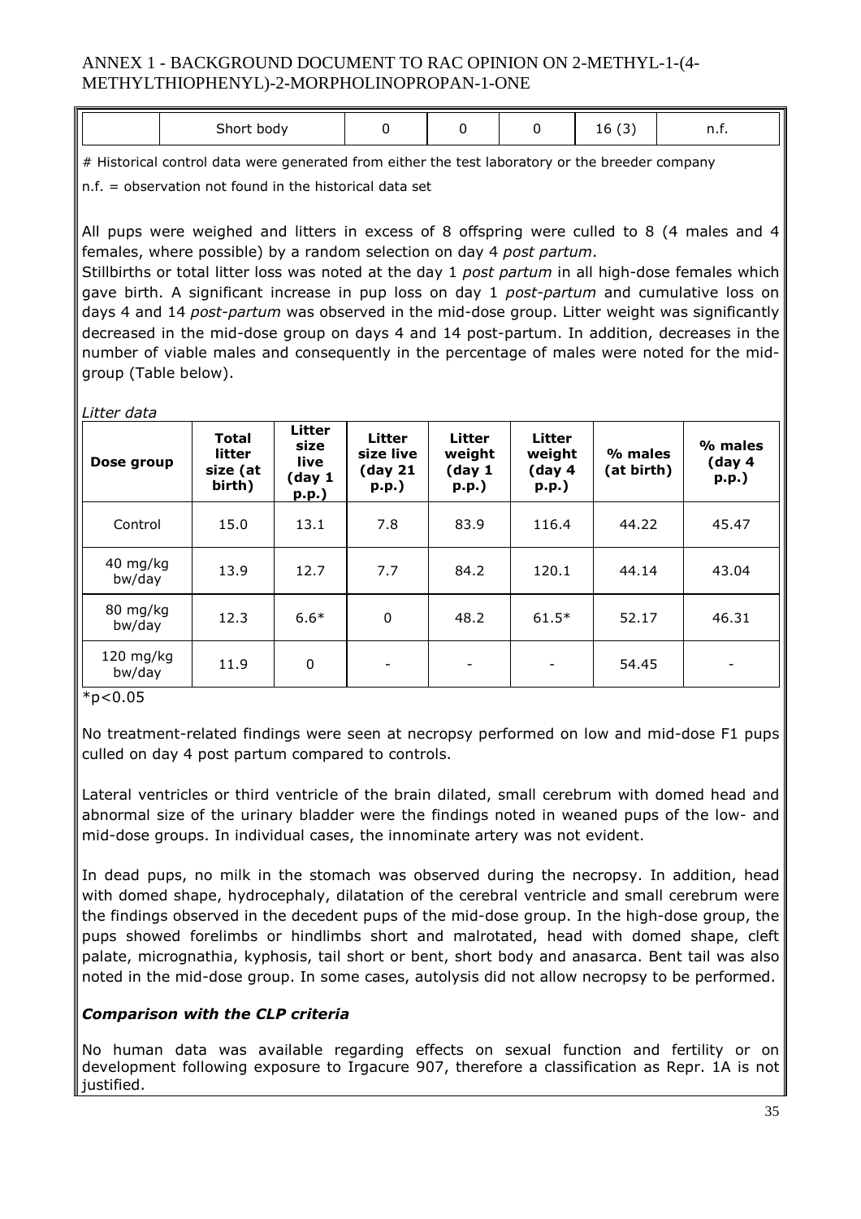|  | Short body | 0 | 0 | 0 | 16 (3) | n.f. |
|---|---|---|---|---|---|---|

# Historical control data were generated from either the test laboratory or the breeder company

n.f. = observation not found in the historical data set

All pups were weighed and litters in excess of 8 offspring were culled to 8 (4 males and 4 females, where possible) by a random selection on day 4 *post partum*.

Stillbirths or total litter loss was noted at the day 1 *post partum* in all high-dose females which gave birth. A significant increase in pup loss on day 1 *post-partum* and cumulative loss on days 4 and 14 *post-partum* was observed in the mid-dose group. Litter weight was significantly decreased in the mid-dose group on days 4 and 14 post-partum. In addition, decreases in the number of viable males and consequently in the percentage of males were noted for the mid-group (Table below).

*Litter data*

| Dose group | Total litter size (at birth) | Litter size live (day 1 p.p.) | Litter size live (day 21 p.p.) | Litter weight (day 1 p.p.) | Litter weight (day 4 p.p.) | % males (at birth) | % males (day 4 p.p.) |
|---|---|---|---|---|---|---|---|
| Control | 15.0 | 13.1 | 7.8 | 83.9 | 116.4 | 44.22 | 45.47 |
| 40 mg/kg bw/day | 13.9 | 12.7 | 7.7 | 84.2 | 120.1 | 44.14 | 43.04 |
| 80 mg/kg bw/day | 12.3 | 6.6* | 0 | 48.2 | 61.5* | 52.17 | 46.31 |
| 120 mg/kg bw/day | 11.9 | 0 | - | - | - | 54.45 | - |

*p<0.05

No treatment-related findings were seen at necropsy performed on low and mid-dose F1 pups culled on day 4 post partum compared to controls.

Lateral ventricles or third ventricle of the brain dilated, small cerebrum with domed head and abnormal size of the urinary bladder were the findings noted in weaned pups of the low- and mid-dose groups. In individual cases, the innominate artery was not evident.

In dead pups, no milk in the stomach was observed during the necropsy. In addition, head with domed shape, hydrocephaly, dilatation of the cerebral ventricle and small cerebrum were the findings observed in the decedent pups of the mid-dose group. In the high-dose group, the pups showed forelimbs or hindlimbs short and malrotated, head with domed shape, cleft palate, micrognathia, kyphosis, tail short or bent, short body and anasarca. Bent tail was also noted in the mid-dose group. In some cases, autolysis did not allow necropsy to be performed.

### *Comparison with the CLP criteria*

No human data was available regarding effects on sexual function and fertility or on development following exposure to Irgacure 907, therefore a classification as Repr. 1A is not justified.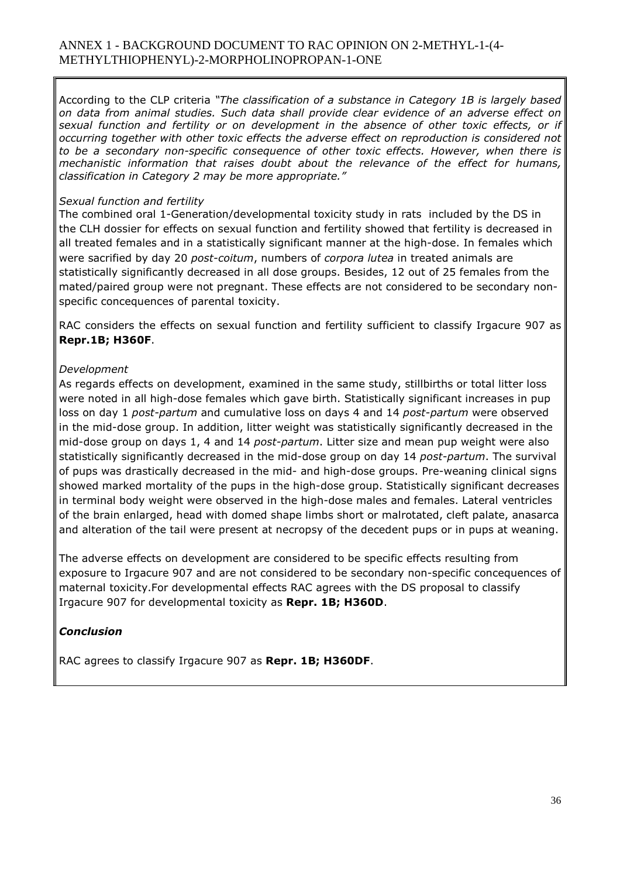According to the CLP criteria *"The classification of a substance in Category 1B is largely based on data from animal studies. Such data shall provide clear evidence of an adverse effect on sexual function and fertility or on development in the absence of other toxic effects, or if occurring together with other toxic effects the adverse effect on reproduction is considered not to be a secondary non-specific consequence of other toxic effects. However, when there is mechanistic information that raises doubt about the relevance of the effect for humans, classification in Category 2 may be more appropriate."*

*Sexual function and fertility*

The combined oral 1-Generation/developmental toxicity study in rats included by the DS in the CLH dossier for effects on sexual function and fertility showed that fertility is decreased in all treated females and in a statistically significant manner at the high-dose. In females which were sacrified by day 20 *post-coitum*, numbers of *corpora lutea* in treated animals are statistically significantly decreased in all dose groups. Besides, 12 out of 25 females from the mated/paired group were not pregnant. These effects are not considered to be secondary non-specific concequences of parental toxicity.

RAC considers the effects on sexual function and fertility sufficient to classify Irgacure 907 as **Repr.1B; H360F**.

*Development*

As regards effects on development, examined in the same study, stillbirths or total litter loss were noted in all high-dose females which gave birth. Statistically significant increases in pup loss on day 1 *post-partum* and cumulative loss on days 4 and 14 *post-partum* were observed in the mid-dose group. In addition, litter weight was statistically significantly decreased in the mid-dose group on days 1, 4 and 14 *post-partum*. Litter size and mean pup weight were also statistically significantly decreased in the mid-dose group on day 14 *post-partum*. The survival of pups was drastically decreased in the mid- and high-dose groups. Pre-weaning clinical signs showed marked mortality of the pups in the high-dose group. Statistically significant decreases in terminal body weight were observed in the high-dose males and females. Lateral ventricles of the brain enlarged, head with domed shape limbs short or malrotated, cleft palate, anasarca and alteration of the tail were present at necropsy of the decedent pups or in pups at weaning.

The adverse effects on development are considered to be specific effects resulting from exposure to Irgacure 907 and are not considered to be secondary non-specific concequences of maternal toxicity.For developmental effects RAC agrees with the DS proposal to classify Irgacure 907 for developmental toxicity as **Repr. 1B; H360D**.

***Conclusion***

RAC agrees to classify Irgacure 907 as **Repr. 1B; H360DF**.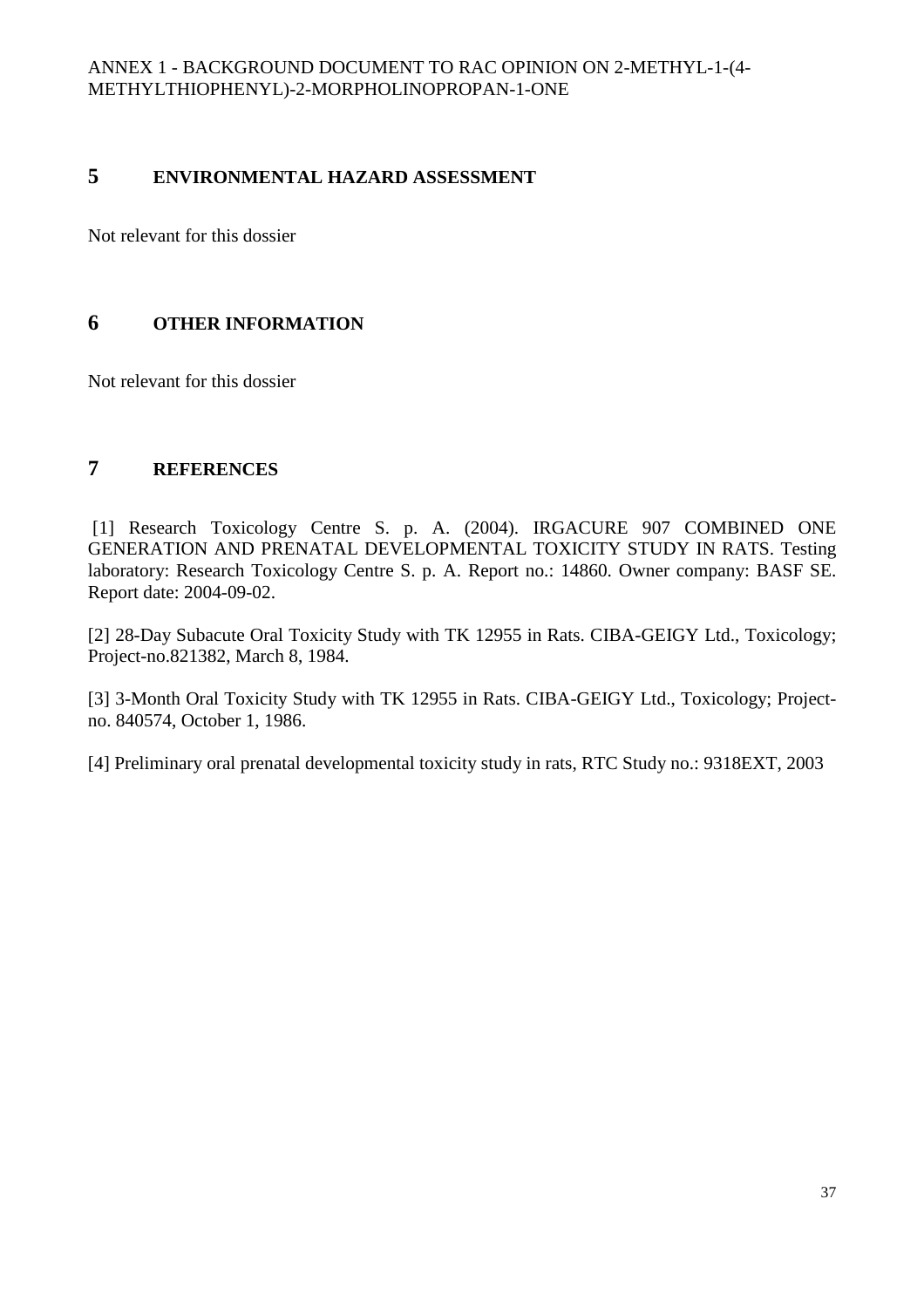## 5 ENVIRONMENTAL HAZARD ASSESSMENT

Not relevant for this dossier

## 6 OTHER INFORMATION

Not relevant for this dossier

## 7 REFERENCES

[1] Research Toxicology Centre S. p. A. (2004). IRGACURE 907 COMBINED ONE GENERATION AND PRENATAL DEVELOPMENTAL TOXICITY STUDY IN RATS. Testing laboratory: Research Toxicology Centre S. p. A. Report no.: 14860. Owner company: BASF SE. Report date: 2004-09-02.

[2] 28-Day Subacute Oral Toxicity Study with TK 12955 in Rats. CIBA-GEIGY Ltd., Toxicology; Project-no.821382, March 8, 1984.

[3] 3-Month Oral Toxicity Study with TK 12955 in Rats. CIBA-GEIGY Ltd., Toxicology; Project-no. 840574, October 1, 1986.

[4] Preliminary oral prenatal developmental toxicity study in rats, RTC Study no.: 9318EXT, 2003